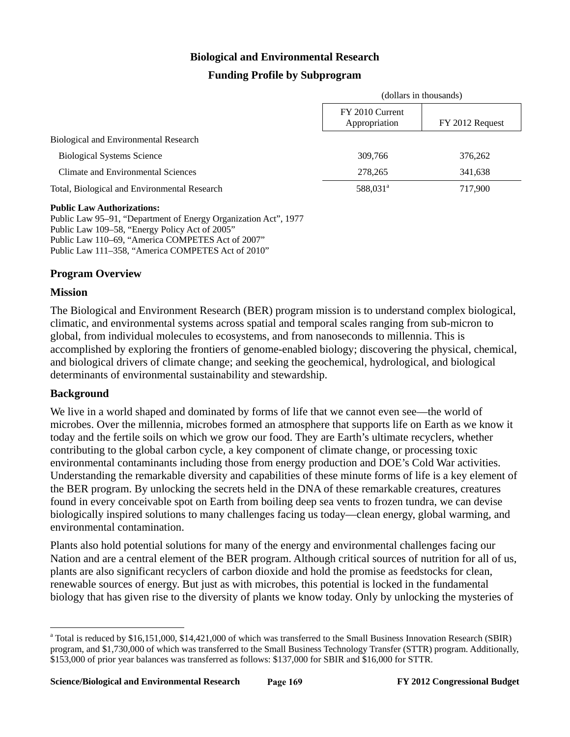# Biological and Environmental Research

## Funding Profile by Subprogram

| | (dollars in thousands) | |
|---|---|---|
| | FY 2010 Current Appropriation | FY 2012 Request |
| Biological and Environmental Research | | |
| Biological Systems Science | 309,766 | 376,262 |
| Climate and Environmental Sciences | 278,265 | 341,638 |
| Total, Biological and Environmental Research | 588,031[a] | 717,900 |

**Public Law Authorizations:**
Public Law 95–91, "Department of Energy Organization Act", 1977
Public Law 109–58, "Energy Policy Act of 2005"
Public Law 110–69, "America COMPETES Act of 2007"
Public Law 111–358, "America COMPETES Act of 2010"

## Program Overview

### Mission

The Biological and Environment Research (BER) program mission is to understand complex biological, climatic, and environmental systems across spatial and temporal scales ranging from sub-micron to global, from individual molecules to ecosystems, and from nanoseconds to millennia. This is accomplished by exploring the frontiers of genome-enabled biology; discovering the physical, chemical, and biological drivers of climate change; and seeking the geochemical, hydrological, and biological determinants of environmental sustainability and stewardship.

### Background

We live in a world shaped and dominated by forms of life that we cannot even see—the world of microbes. Over the millennia, microbes formed an atmosphere that supports life on Earth as we know it today and the fertile soils on which we grow our food. They are Earth's ultimate recyclers, whether contributing to the global carbon cycle, a key component of climate change, or processing toxic environmental contaminants including those from energy production and DOE's Cold War activities. Understanding the remarkable diversity and capabilities of these minute forms of life is a key element of the BER program. By unlocking the secrets held in the DNA of these remarkable creatures, creatures found in every conceivable spot on Earth from boiling deep sea vents to frozen tundra, we can devise biologically inspired solutions to many challenges facing us today—clean energy, global warming, and environmental contamination.

Plants also hold potential solutions for many of the energy and environmental challenges facing our Nation and are a central element of the BER program. Although critical sources of nutrition for all of us, plants are also significant recyclers of carbon dioxide and hold the promise as feedstocks for clean, renewable sources of energy. But just as with microbes, this potential is locked in the fundamental biology that has given rise to the diversity of plants we know today. Only by unlocking the mysteries of

[a] Total is reduced by $16,151,000, $14,421,000 of which was transferred to the Small Business Innovation Research (SBIR) program, and $1,730,000 of which was transferred to the Small Business Technology Transfer (STTR) program. Additionally, $153,000 of prior year balances was transferred as follows: $137,000 for SBIR and $16,000 for STTR.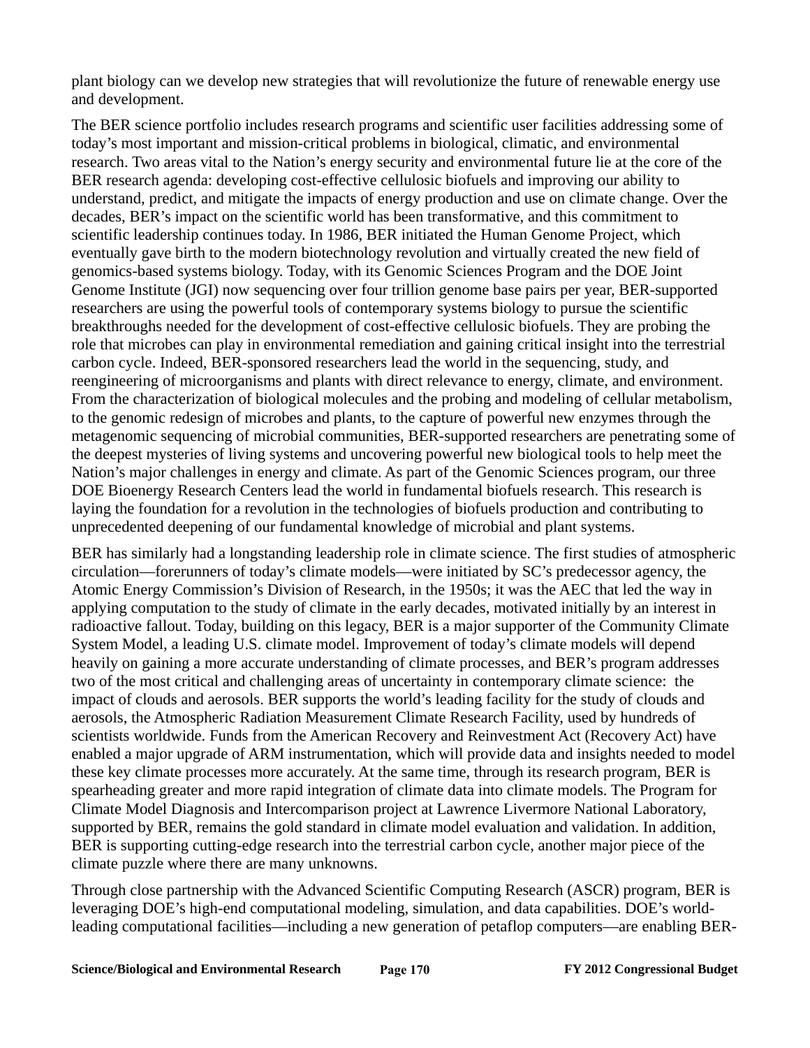plant biology can we develop new strategies that will revolutionize the future of renewable energy use and development.

The BER science portfolio includes research programs and scientific user facilities addressing some of today's most important and mission-critical problems in biological, climatic, and environmental research. Two areas vital to the Nation's energy security and environmental future lie at the core of the BER research agenda: developing cost-effective cellulosic biofuels and improving our ability to understand, predict, and mitigate the impacts of energy production and use on climate change. Over the decades, BER's impact on the scientific world has been transformative, and this commitment to scientific leadership continues today. In 1986, BER initiated the Human Genome Project, which eventually gave birth to the modern biotechnology revolution and virtually created the new field of genomics-based systems biology. Today, with its Genomic Sciences Program and the DOE Joint Genome Institute (JGI) now sequencing over four trillion genome base pairs per year, BER-supported researchers are using the powerful tools of contemporary systems biology to pursue the scientific breakthroughs needed for the development of cost-effective cellulosic biofuels. They are probing the role that microbes can play in environmental remediation and gaining critical insight into the terrestrial carbon cycle. Indeed, BER-sponsored researchers lead the world in the sequencing, study, and reengineering of microorganisms and plants with direct relevance to energy, climate, and environment. From the characterization of biological molecules and the probing and modeling of cellular metabolism, to the genomic redesign of microbes and plants, to the capture of powerful new enzymes through the metagenomic sequencing of microbial communities, BER-supported researchers are penetrating some of the deepest mysteries of living systems and uncovering powerful new biological tools to help meet the Nation's major challenges in energy and climate. As part of the Genomic Sciences program, our three DOE Bioenergy Research Centers lead the world in fundamental biofuels research. This research is laying the foundation for a revolution in the technologies of biofuels production and contributing to unprecedented deepening of our fundamental knowledge of microbial and plant systems.

BER has similarly had a longstanding leadership role in climate science. The first studies of atmospheric circulation—forerunners of today's climate models—were initiated by SC's predecessor agency, the Atomic Energy Commission's Division of Research, in the 1950s; it was the AEC that led the way in applying computation to the study of climate in the early decades, motivated initially by an interest in radioactive fallout. Today, building on this legacy, BER is a major supporter of the Community Climate System Model, a leading U.S. climate model. Improvement of today's climate models will depend heavily on gaining a more accurate understanding of climate processes, and BER's program addresses two of the most critical and challenging areas of uncertainty in contemporary climate science: the impact of clouds and aerosols. BER supports the world's leading facility for the study of clouds and aerosols, the Atmospheric Radiation Measurement Climate Research Facility, used by hundreds of scientists worldwide. Funds from the American Recovery and Reinvestment Act (Recovery Act) have enabled a major upgrade of ARM instrumentation, which will provide data and insights needed to model these key climate processes more accurately. At the same time, through its research program, BER is spearheading greater and more rapid integration of climate data into climate models. The Program for Climate Model Diagnosis and Intercomparison project at Lawrence Livermore National Laboratory, supported by BER, remains the gold standard in climate model evaluation and validation. In addition, BER is supporting cutting-edge research into the terrestrial carbon cycle, another major piece of the climate puzzle where there are many unknowns.

Through close partnership with the Advanced Scientific Computing Research (ASCR) program, BER is leveraging DOE's high-end computational modeling, simulation, and data capabilities. DOE's world-leading computational facilities—including a new generation of petaflop computers—are enabling BER-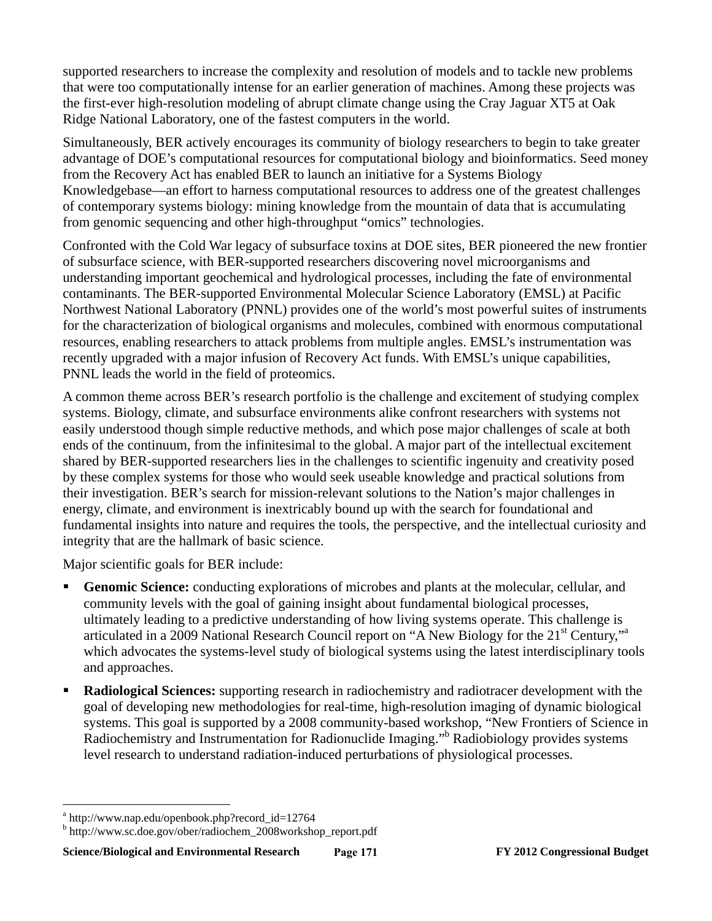supported researchers to increase the complexity and resolution of models and to tackle new problems that were too computationally intense for an earlier generation of machines. Among these projects was the first-ever high-resolution modeling of abrupt climate change using the Cray Jaguar XT5 at Oak Ridge National Laboratory, one of the fastest computers in the world.

Simultaneously, BER actively encourages its community of biology researchers to begin to take greater advantage of DOE's computational resources for computational biology and bioinformatics. Seed money from the Recovery Act has enabled BER to launch an initiative for a Systems Biology Knowledgebase—an effort to harness computational resources to address one of the greatest challenges of contemporary systems biology: mining knowledge from the mountain of data that is accumulating from genomic sequencing and other high-throughput "omics" technologies.

Confronted with the Cold War legacy of subsurface toxins at DOE sites, BER pioneered the new frontier of subsurface science, with BER-supported researchers discovering novel microorganisms and understanding important geochemical and hydrological processes, including the fate of environmental contaminants. The BER-supported Environmental Molecular Science Laboratory (EMSL) at Pacific Northwest National Laboratory (PNNL) provides one of the world's most powerful suites of instruments for the characterization of biological organisms and molecules, combined with enormous computational resources, enabling researchers to attack problems from multiple angles. EMSL's instrumentation was recently upgraded with a major infusion of Recovery Act funds. With EMSL's unique capabilities, PNNL leads the world in the field of proteomics.

A common theme across BER's research portfolio is the challenge and excitement of studying complex systems. Biology, climate, and subsurface environments alike confront researchers with systems not easily understood though simple reductive methods, and which pose major challenges of scale at both ends of the continuum, from the infinitesimal to the global. A major part of the intellectual excitement shared by BER-supported researchers lies in the challenges to scientific ingenuity and creativity posed by these complex systems for those who would seek useable knowledge and practical solutions from their investigation. BER's search for mission-relevant solutions to the Nation's major challenges in energy, climate, and environment is inextricably bound up with the search for foundational and fundamental insights into nature and requires the tools, the perspective, and the intellectual curiosity and integrity that are the hallmark of basic science.

Major scientific goals for BER include:

- **Genomic Science:** conducting explorations of microbes and plants at the molecular, cellular, and community levels with the goal of gaining insight about fundamental biological processes, ultimately leading to a predictive understanding of how living systems operate. This challenge is articulated in a 2009 National Research Council report on "A New Biology for the 21st Century,"[a] which advocates the systems-level study of biological systems using the latest interdisciplinary tools and approaches.
- **Radiological Sciences:** supporting research in radiochemistry and radiotracer development with the goal of developing new methodologies for real-time, high-resolution imaging of dynamic biological systems. This goal is supported by a 2008 community-based workshop, "New Frontiers of Science in Radiochemistry and Instrumentation for Radionuclide Imaging."[b] Radiobiology provides systems level research to understand radiation-induced perturbations of physiological processes.

---

[a] http://www.nap.edu/openbook.php?record_id=12764

[b] http://www.sc.doe.gov/ober/radiochem_2008workshop_report.pdf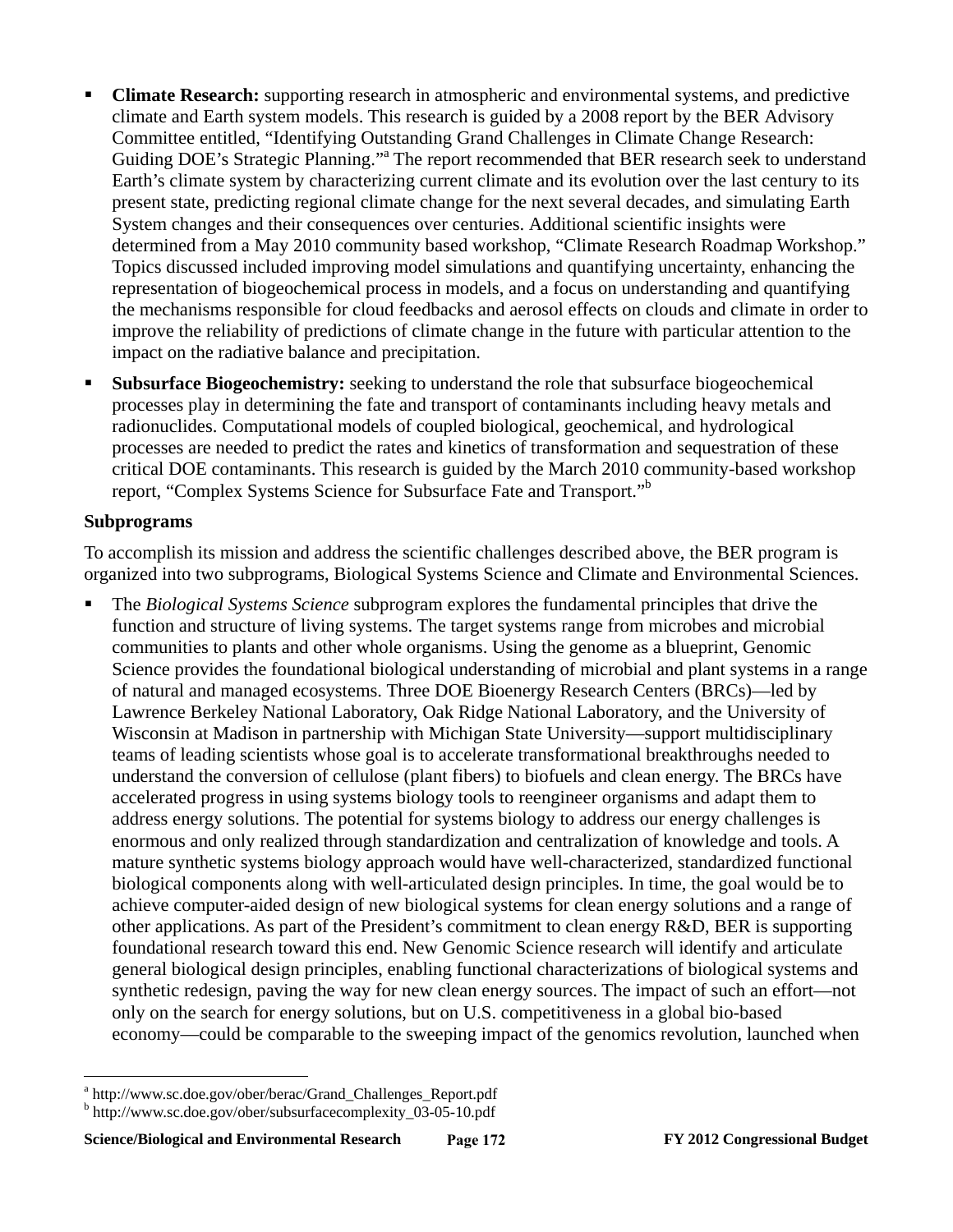- **Climate Research:** supporting research in atmospheric and environmental systems, and predictive climate and Earth system models. This research is guided by a 2008 report by the BER Advisory Committee entitled, "Identifying Outstanding Grand Challenges in Climate Change Research: Guiding DOE's Strategic Planning."[a] The report recommended that BER research seek to understand Earth's climate system by characterizing current climate and its evolution over the last century to its present state, predicting regional climate change for the next several decades, and simulating Earth System changes and their consequences over centuries. Additional scientific insights were determined from a May 2010 community based workshop, "Climate Research Roadmap Workshop." Topics discussed included improving model simulations and quantifying uncertainty, enhancing the representation of biogeochemical process in models, and a focus on understanding and quantifying the mechanisms responsible for cloud feedbacks and aerosol effects on clouds and climate in order to improve the reliability of predictions of climate change in the future with particular attention to the impact on the radiative balance and precipitation.
- **Subsurface Biogeochemistry:** seeking to understand the role that subsurface biogeochemical processes play in determining the fate and transport of contaminants including heavy metals and radionuclides. Computational models of coupled biological, geochemical, and hydrological processes are needed to predict the rates and kinetics of transformation and sequestration of these critical DOE contaminants. This research is guided by the March 2010 community-based workshop report, "Complex Systems Science for Subsurface Fate and Transport."[b]

**Subprograms**

To accomplish its mission and address the scientific challenges described above, the BER program is organized into two subprograms, Biological Systems Science and Climate and Environmental Sciences.

- The *Biological Systems Science* subprogram explores the fundamental principles that drive the function and structure of living systems. The target systems range from microbes and microbial communities to plants and other whole organisms. Using the genome as a blueprint, Genomic Science provides the foundational biological understanding of microbial and plant systems in a range of natural and managed ecosystems. Three DOE Bioenergy Research Centers (BRCs)—led by Lawrence Berkeley National Laboratory, Oak Ridge National Laboratory, and the University of Wisconsin at Madison in partnership with Michigan State University—support multidisciplinary teams of leading scientists whose goal is to accelerate transformational breakthroughs needed to understand the conversion of cellulose (plant fibers) to biofuels and clean energy. The BRCs have accelerated progress in using systems biology tools to reengineer organisms and adapt them to address energy solutions. The potential for systems biology to address our energy challenges is enormous and only realized through standardization and centralization of knowledge and tools. A mature synthetic systems biology approach would have well-characterized, standardized functional biological components along with well-articulated design principles. In time, the goal would be to achieve computer-aided design of new biological systems for clean energy solutions and a range of other applications. As part of the President's commitment to clean energy R&D, BER is supporting foundational research toward this end. New Genomic Science research will identify and articulate general biological design principles, enabling functional characterizations of biological systems and synthetic redesign, paving the way for new clean energy sources. The impact of such an effort—not only on the search for energy solutions, but on U.S. competitiveness in a global bio-based economy—could be comparable to the sweeping impact of the genomics revolution, launched when

[a] http://www.sc.doe.gov/ober/berac/Grand_Challenges_Report.pdf
[b] http://www.sc.doe.gov/ober/subsurfacecomplexity_03-05-10.pdf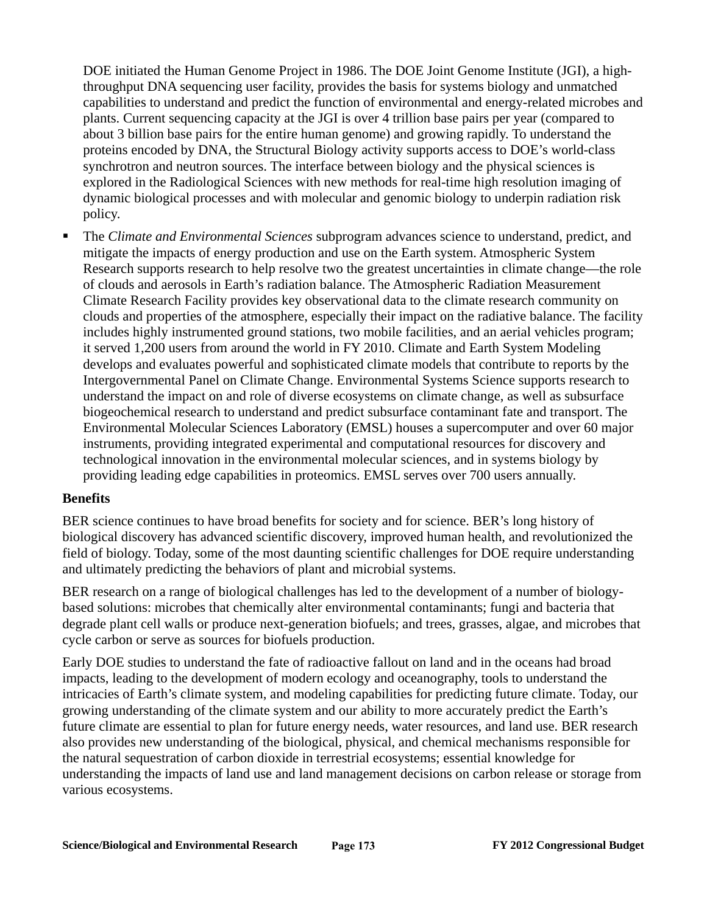DOE initiated the Human Genome Project in 1986. The DOE Joint Genome Institute (JGI), a high-throughput DNA sequencing user facility, provides the basis for systems biology and unmatched capabilities to understand and predict the function of environmental and energy-related microbes and plants. Current sequencing capacity at the JGI is over 4 trillion base pairs per year (compared to about 3 billion base pairs for the entire human genome) and growing rapidly. To understand the proteins encoded by DNA, the Structural Biology activity supports access to DOE's world-class synchrotron and neutron sources. The interface between biology and the physical sciences is explored in the Radiological Sciences with new methods for real-time high resolution imaging of dynamic biological processes and with molecular and genomic biology to underpin radiation risk policy.

- The *Climate and Environmental Sciences* subprogram advances science to understand, predict, and mitigate the impacts of energy production and use on the Earth system. Atmospheric System Research supports research to help resolve two the greatest uncertainties in climate change—the role of clouds and aerosols in Earth's radiation balance. The Atmospheric Radiation Measurement Climate Research Facility provides key observational data to the climate research community on clouds and properties of the atmosphere, especially their impact on the radiative balance. The facility includes highly instrumented ground stations, two mobile facilities, and an aerial vehicles program; it served 1,200 users from around the world in FY 2010. Climate and Earth System Modeling develops and evaluates powerful and sophisticated climate models that contribute to reports by the Intergovernmental Panel on Climate Change. Environmental Systems Science supports research to understand the impact on and role of diverse ecosystems on climate change, as well as subsurface biogeochemical research to understand and predict subsurface contaminant fate and transport. The Environmental Molecular Sciences Laboratory (EMSL) houses a supercomputer and over 60 major instruments, providing integrated experimental and computational resources for discovery and technological innovation in the environmental molecular sciences, and in systems biology by providing leading edge capabilities in proteomics. EMSL serves over 700 users annually.

**Benefits**

BER science continues to have broad benefits for society and for science. BER's long history of biological discovery has advanced scientific discovery, improved human health, and revolutionized the field of biology. Today, some of the most daunting scientific challenges for DOE require understanding and ultimately predicting the behaviors of plant and microbial systems.

BER research on a range of biological challenges has led to the development of a number of biology-based solutions: microbes that chemically alter environmental contaminants; fungi and bacteria that degrade plant cell walls or produce next-generation biofuels; and trees, grasses, algae, and microbes that cycle carbon or serve as sources for biofuels production.

Early DOE studies to understand the fate of radioactive fallout on land and in the oceans had broad impacts, leading to the development of modern ecology and oceanography, tools to understand the intricacies of Earth's climate system, and modeling capabilities for predicting future climate. Today, our growing understanding of the climate system and our ability to more accurately predict the Earth's future climate are essential to plan for future energy needs, water resources, and land use. BER research also provides new understanding of the biological, physical, and chemical mechanisms responsible for the natural sequestration of carbon dioxide in terrestrial ecosystems; essential knowledge for understanding the impacts of land use and land management decisions on carbon release or storage from various ecosystems.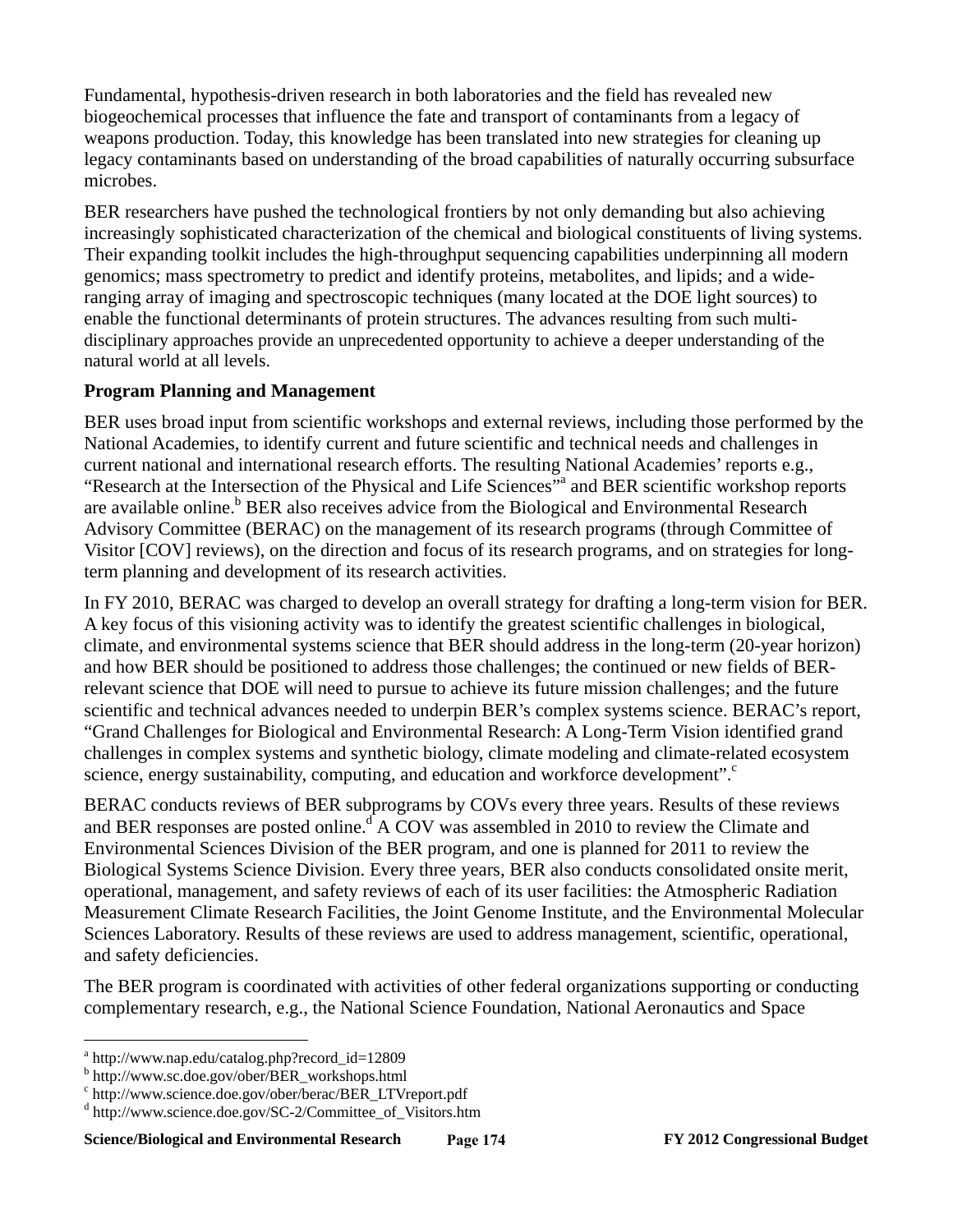Fundamental, hypothesis-driven research in both laboratories and the field has revealed new biogeochemical processes that influence the fate and transport of contaminants from a legacy of weapons production. Today, this knowledge has been translated into new strategies for cleaning up legacy contaminants based on understanding of the broad capabilities of naturally occurring subsurface microbes.

BER researchers have pushed the technological frontiers by not only demanding but also achieving increasingly sophisticated characterization of the chemical and biological constituents of living systems. Their expanding toolkit includes the high-throughput sequencing capabilities underpinning all modern genomics; mass spectrometry to predict and identify proteins, metabolites, and lipids; and a wide-ranging array of imaging and spectroscopic techniques (many located at the DOE light sources) to enable the functional determinants of protein structures. The advances resulting from such multi-disciplinary approaches provide an unprecedented opportunity to achieve a deeper understanding of the natural world at all levels.

**Program Planning and Management**

BER uses broad input from scientific workshops and external reviews, including those performed by the National Academies, to identify current and future scientific and technical needs and challenges in current national and international research efforts. The resulting National Academies' reports e.g., "Research at the Intersection of the Physical and Life Sciences"[a] and BER scientific workshop reports are available online.[b] BER also receives advice from the Biological and Environmental Research Advisory Committee (BERAC) on the management of its research programs (through Committee of Visitor [COV] reviews), on the direction and focus of its research programs, and on strategies for long-term planning and development of its research activities.

In FY 2010, BERAC was charged to develop an overall strategy for drafting a long-term vision for BER. A key focus of this visioning activity was to identify the greatest scientific challenges in biological, climate, and environmental systems science that BER should address in the long-term (20-year horizon) and how BER should be positioned to address those challenges; the continued or new fields of BER-relevant science that DOE will need to pursue to achieve its future mission challenges; and the future scientific and technical advances needed to underpin BER's complex systems science. BERAC's report, "Grand Challenges for Biological and Environmental Research: A Long-Term Vision identified grand challenges in complex systems and synthetic biology, climate modeling and climate-related ecosystem science, energy sustainability, computing, and education and workforce development".[c]

BERAC conducts reviews of BER subprograms by COVs every three years. Results of these reviews and BER responses are posted online.[d] A COV was assembled in 2010 to review the Climate and Environmental Sciences Division of the BER program, and one is planned for 2011 to review the Biological Systems Science Division. Every three years, BER also conducts consolidated onsite merit, operational, management, and safety reviews of each of its user facilities: the Atmospheric Radiation Measurement Climate Research Facilities, the Joint Genome Institute, and the Environmental Molecular Sciences Laboratory. Results of these reviews are used to address management, scientific, operational, and safety deficiencies.

The BER program is coordinated with activities of other federal organizations supporting or conducting complementary research, e.g., the National Science Foundation, National Aeronautics and Space

---

[a] http://www.nap.edu/catalog.php?record_id=12809
[b] http://www.sc.doe.gov/ober/BER_workshops.html
[c] http://www.science.doe.gov/ober/berac/BER_LTVreport.pdf
[d] http://www.science.doe.gov/SC-2/Committee_of_Visitors.htm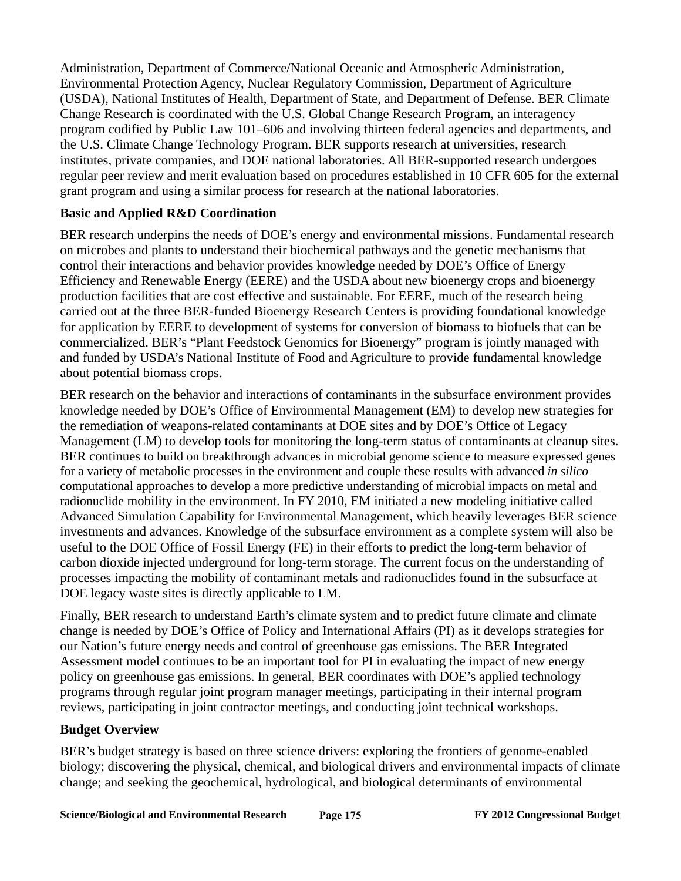Administration, Department of Commerce/National Oceanic and Atmospheric Administration, Environmental Protection Agency, Nuclear Regulatory Commission, Department of Agriculture (USDA), National Institutes of Health, Department of State, and Department of Defense. BER Climate Change Research is coordinated with the U.S. Global Change Research Program, an interagency program codified by Public Law 101–606 and involving thirteen federal agencies and departments, and the U.S. Climate Change Technology Program. BER supports research at universities, research institutes, private companies, and DOE national laboratories. All BER-supported research undergoes regular peer review and merit evaluation based on procedures established in 10 CFR 605 for the external grant program and using a similar process for research at the national laboratories.

**Basic and Applied R&D Coordination**

BER research underpins the needs of DOE's energy and environmental missions. Fundamental research on microbes and plants to understand their biochemical pathways and the genetic mechanisms that control their interactions and behavior provides knowledge needed by DOE's Office of Energy Efficiency and Renewable Energy (EERE) and the USDA about new bioenergy crops and bioenergy production facilities that are cost effective and sustainable. For EERE, much of the research being carried out at the three BER-funded Bioenergy Research Centers is providing foundational knowledge for application by EERE to development of systems for conversion of biomass to biofuels that can be commercialized. BER's "Plant Feedstock Genomics for Bioenergy" program is jointly managed with and funded by USDA's National Institute of Food and Agriculture to provide fundamental knowledge about potential biomass crops.

BER research on the behavior and interactions of contaminants in the subsurface environment provides knowledge needed by DOE's Office of Environmental Management (EM) to develop new strategies for the remediation of weapons-related contaminants at DOE sites and by DOE's Office of Legacy Management (LM) to develop tools for monitoring the long-term status of contaminants at cleanup sites. BER continues to build on breakthrough advances in microbial genome science to measure expressed genes for a variety of metabolic processes in the environment and couple these results with advanced *in silico* computational approaches to develop a more predictive understanding of microbial impacts on metal and radionuclide mobility in the environment. In FY 2010, EM initiated a new modeling initiative called Advanced Simulation Capability for Environmental Management, which heavily leverages BER science investments and advances. Knowledge of the subsurface environment as a complete system will also be useful to the DOE Office of Fossil Energy (FE) in their efforts to predict the long-term behavior of carbon dioxide injected underground for long-term storage. The current focus on the understanding of processes impacting the mobility of contaminant metals and radionuclides found in the subsurface at DOE legacy waste sites is directly applicable to LM.

Finally, BER research to understand Earth's climate system and to predict future climate and climate change is needed by DOE's Office of Policy and International Affairs (PI) as it develops strategies for our Nation's future energy needs and control of greenhouse gas emissions. The BER Integrated Assessment model continues to be an important tool for PI in evaluating the impact of new energy policy on greenhouse gas emissions. In general, BER coordinates with DOE's applied technology programs through regular joint program manager meetings, participating in their internal program reviews, participating in joint contractor meetings, and conducting joint technical workshops.

**Budget Overview**

BER's budget strategy is based on three science drivers: exploring the frontiers of genome-enabled biology; discovering the physical, chemical, and biological drivers and environmental impacts of climate change; and seeking the geochemical, hydrological, and biological determinants of environmental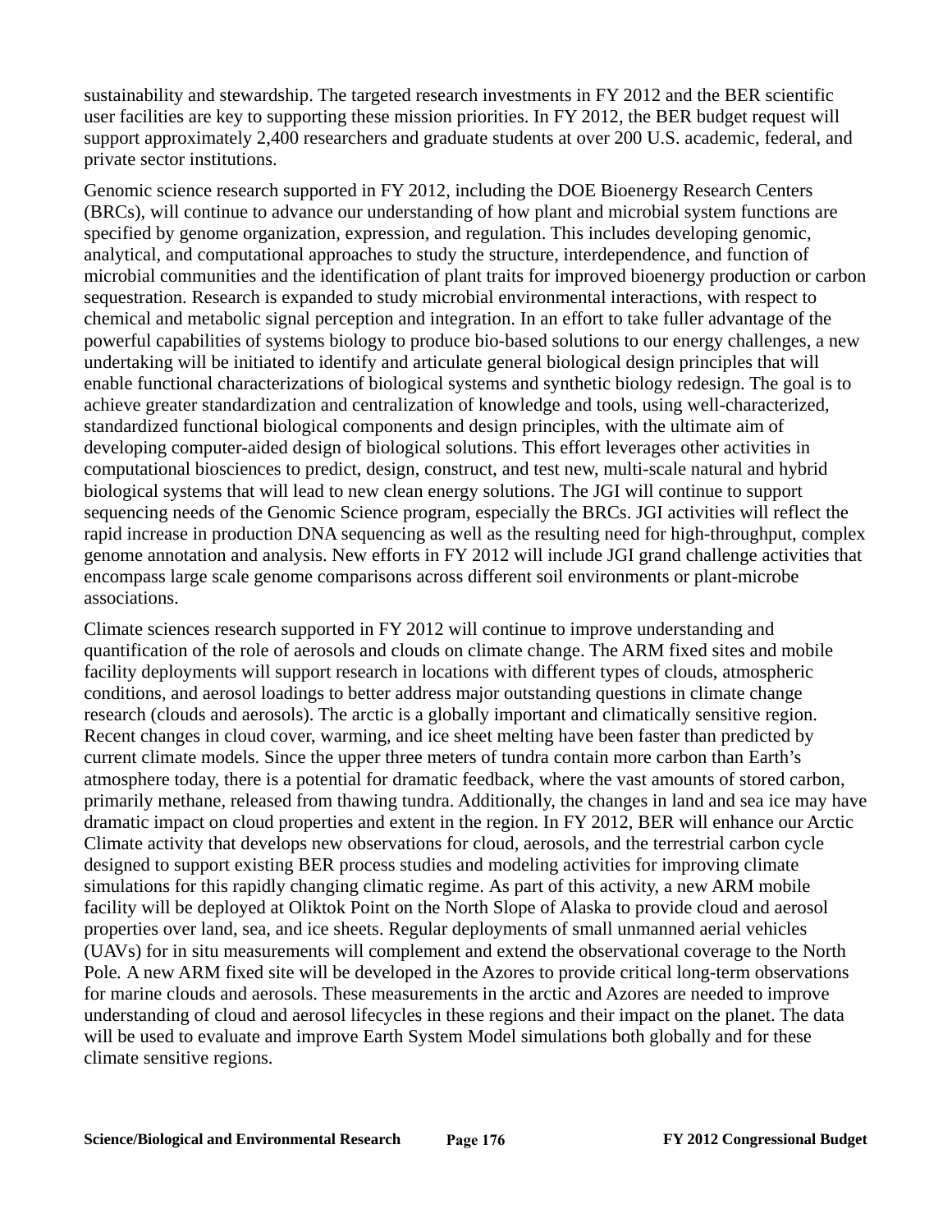sustainability and stewardship. The targeted research investments in FY 2012 and the BER scientific user facilities are key to supporting these mission priorities. In FY 2012, the BER budget request will support approximately 2,400 researchers and graduate students at over 200 U.S. academic, federal, and private sector institutions.

Genomic science research supported in FY 2012, including the DOE Bioenergy Research Centers (BRCs), will continue to advance our understanding of how plant and microbial system functions are specified by genome organization, expression, and regulation. This includes developing genomic, analytical, and computational approaches to study the structure, interdependence, and function of microbial communities and the identification of plant traits for improved bioenergy production or carbon sequestration. Research is expanded to study microbial environmental interactions, with respect to chemical and metabolic signal perception and integration. In an effort to take fuller advantage of the powerful capabilities of systems biology to produce bio-based solutions to our energy challenges, a new undertaking will be initiated to identify and articulate general biological design principles that will enable functional characterizations of biological systems and synthetic biology redesign. The goal is to achieve greater standardization and centralization of knowledge and tools, using well-characterized, standardized functional biological components and design principles, with the ultimate aim of developing computer-aided design of biological solutions. This effort leverages other activities in computational biosciences to predict, design, construct, and test new, multi-scale natural and hybrid biological systems that will lead to new clean energy solutions. The JGI will continue to support sequencing needs of the Genomic Science program, especially the BRCs. JGI activities will reflect the rapid increase in production DNA sequencing as well as the resulting need for high-throughput, complex genome annotation and analysis. New efforts in FY 2012 will include JGI grand challenge activities that encompass large scale genome comparisons across different soil environments or plant-microbe associations.

Climate sciences research supported in FY 2012 will continue to improve understanding and quantification of the role of aerosols and clouds on climate change. The ARM fixed sites and mobile facility deployments will support research in locations with different types of clouds, atmospheric conditions, and aerosol loadings to better address major outstanding questions in climate change research (clouds and aerosols). The arctic is a globally important and climatically sensitive region. Recent changes in cloud cover, warming, and ice sheet melting have been faster than predicted by current climate models. Since the upper three meters of tundra contain more carbon than Earth's atmosphere today, there is a potential for dramatic feedback, where the vast amounts of stored carbon, primarily methane, released from thawing tundra. Additionally, the changes in land and sea ice may have dramatic impact on cloud properties and extent in the region. In FY 2012, BER will enhance our Arctic Climate activity that develops new observations for cloud, aerosols, and the terrestrial carbon cycle designed to support existing BER process studies and modeling activities for improving climate simulations for this rapidly changing climatic regime. As part of this activity, a new ARM mobile facility will be deployed at Oliktok Point on the North Slope of Alaska to provide cloud and aerosol properties over land, sea, and ice sheets. Regular deployments of small unmanned aerial vehicles (UAVs) for in situ measurements will complement and extend the observational coverage to the North Pole. A new ARM fixed site will be developed in the Azores to provide critical long-term observations for marine clouds and aerosols. These measurements in the arctic and Azores are needed to improve understanding of cloud and aerosol lifecycles in these regions and their impact on the planet. The data will be used to evaluate and improve Earth System Model simulations both globally and for these climate sensitive regions.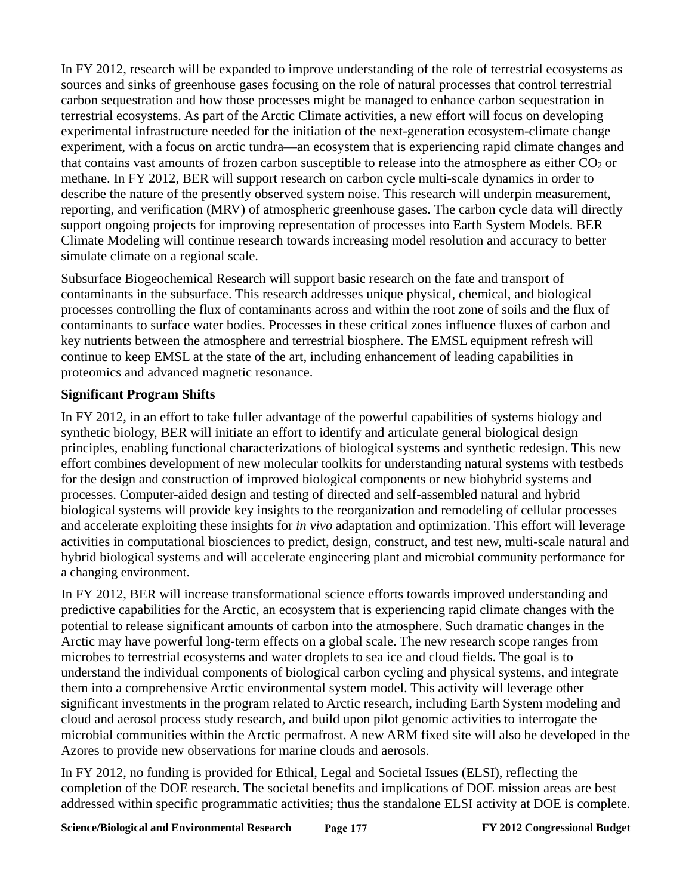In FY 2012, research will be expanded to improve understanding of the role of terrestrial ecosystems as sources and sinks of greenhouse gases focusing on the role of natural processes that control terrestrial carbon sequestration and how those processes might be managed to enhance carbon sequestration in terrestrial ecosystems. As part of the Arctic Climate activities, a new effort will focus on developing experimental infrastructure needed for the initiation of the next-generation ecosystem-climate change experiment, with a focus on arctic tundra—an ecosystem that is experiencing rapid climate changes and that contains vast amounts of frozen carbon susceptible to release into the atmosphere as either $CO_2$ or methane. In FY 2012, BER will support research on carbon cycle multi-scale dynamics in order to describe the nature of the presently observed system noise. This research will underpin measurement, reporting, and verification (MRV) of atmospheric greenhouse gases. The carbon cycle data will directly support ongoing projects for improving representation of processes into Earth System Models. BER Climate Modeling will continue research towards increasing model resolution and accuracy to better simulate climate on a regional scale.

Subsurface Biogeochemical Research will support basic research on the fate and transport of contaminants in the subsurface. This research addresses unique physical, chemical, and biological processes controlling the flux of contaminants across and within the root zone of soils and the flux of contaminants to surface water bodies. Processes in these critical zones influence fluxes of carbon and key nutrients between the atmosphere and terrestrial biosphere. The EMSL equipment refresh will continue to keep EMSL at the state of the art, including enhancement of leading capabilities in proteomics and advanced magnetic resonance.

**Significant Program Shifts**

In FY 2012, in an effort to take fuller advantage of the powerful capabilities of systems biology and synthetic biology, BER will initiate an effort to identify and articulate general biological design principles, enabling functional characterizations of biological systems and synthetic redesign. This new effort combines development of new molecular toolkits for understanding natural systems with testbeds for the design and construction of improved biological components or new biohybrid systems and processes. Computer-aided design and testing of directed and self-assembled natural and hybrid biological systems will provide key insights to the reorganization and remodeling of cellular processes and accelerate exploiting these insights for *in vivo* adaptation and optimization. This effort will leverage activities in computational biosciences to predict, design, construct, and test new, multi-scale natural and hybrid biological systems and will accelerate engineering plant and microbial community performance for a changing environment.

In FY 2012, BER will increase transformational science efforts towards improved understanding and predictive capabilities for the Arctic, an ecosystem that is experiencing rapid climate changes with the potential to release significant amounts of carbon into the atmosphere. Such dramatic changes in the Arctic may have powerful long-term effects on a global scale. The new research scope ranges from microbes to terrestrial ecosystems and water droplets to sea ice and cloud fields. The goal is to understand the individual components of biological carbon cycling and physical systems, and integrate them into a comprehensive Arctic environmental system model. This activity will leverage other significant investments in the program related to Arctic research, including Earth System modeling and cloud and aerosol process study research, and build upon pilot genomic activities to interrogate the microbial communities within the Arctic permafrost. A new ARM fixed site will also be developed in the Azores to provide new observations for marine clouds and aerosols.

In FY 2012, no funding is provided for Ethical, Legal and Societal Issues (ELSI), reflecting the completion of the DOE research. The societal benefits and implications of DOE mission areas are best addressed within specific programmatic activities; thus the standalone ELSI activity at DOE is complete.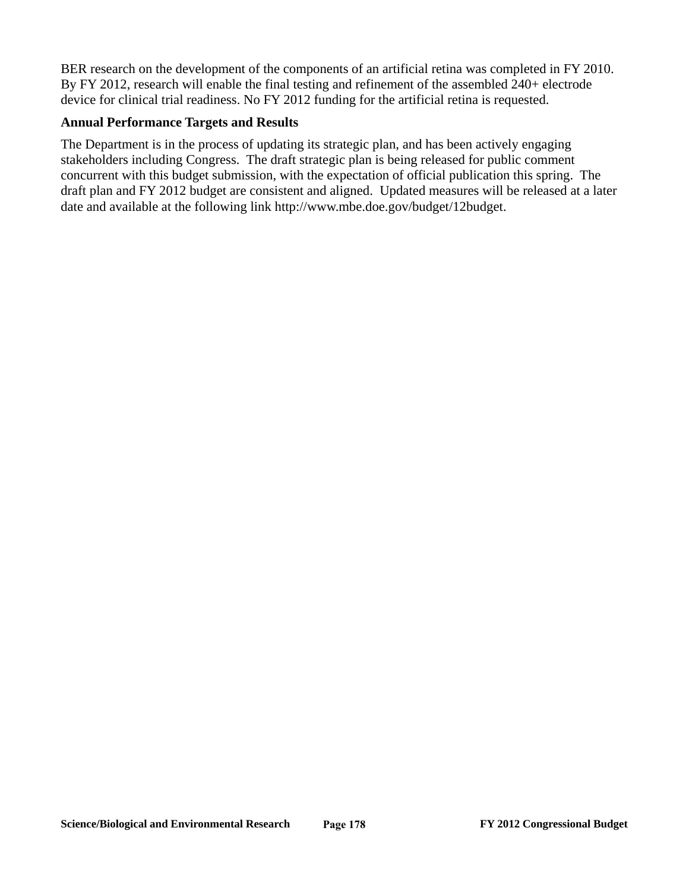BER research on the development of the components of an artificial retina was completed in FY 2010. By FY 2012, research will enable the final testing and refinement of the assembled 240+ electrode device for clinical trial readiness. No FY 2012 funding for the artificial retina is requested.

**Annual Performance Targets and Results**

The Department is in the process of updating its strategic plan, and has been actively engaging stakeholders including Congress. The draft strategic plan is being released for public comment concurrent with this budget submission, with the expectation of official publication this spring. The draft plan and FY 2012 budget are consistent and aligned. Updated measures will be released at a later date and available at the following link http://www.mbe.doe.gov/budget/12budget.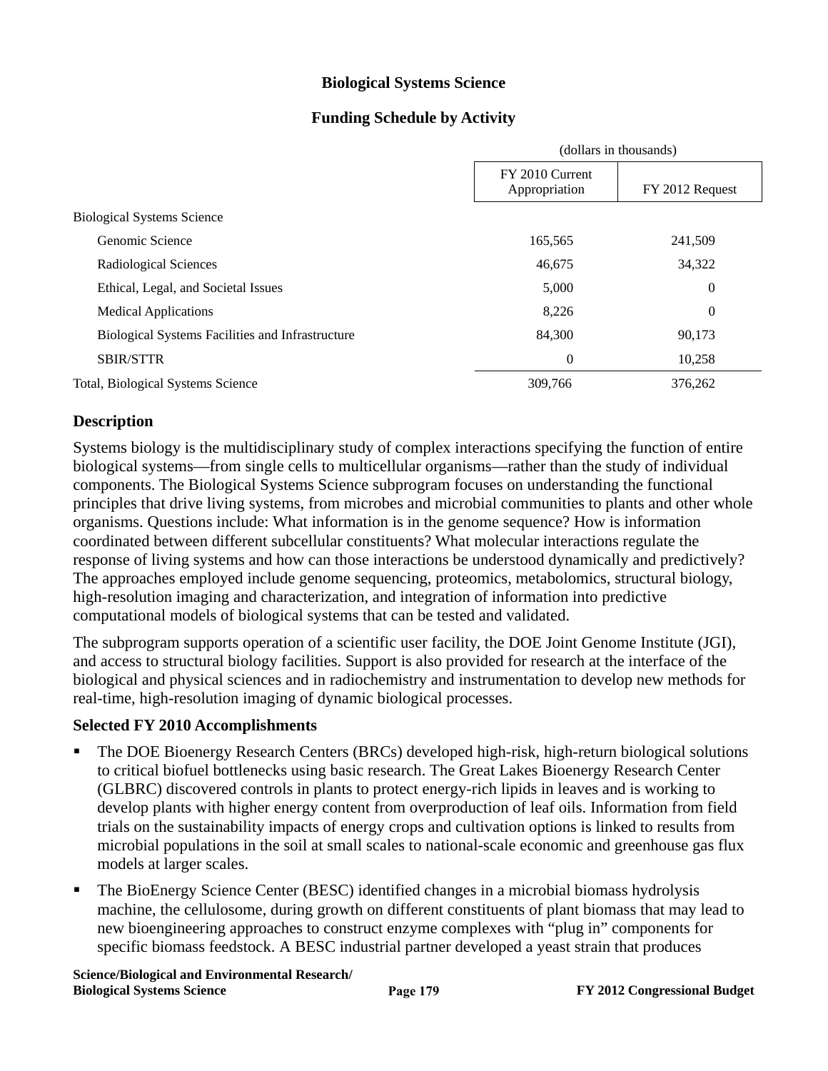## Biological Systems Science

### Funding Schedule by Activity

| | (dollars in thousands) | |
|---|---|---|
| | FY 2010 Current Appropriation | FY 2012 Request |
| Biological Systems Science | | |
| Genomic Science | 165,565 | 241,509 |
| Radiological Sciences | 46,675 | 34,322 |
| Ethical, Legal, and Societal Issues | 5,000 | 0 |
| Medical Applications | 8,226 | 0 |
| Biological Systems Facilities and Infrastructure | 84,300 | 90,173 |
| SBIR/STTR | 0 | 10,258 |
| Total, Biological Systems Science | 309,766 | 376,262 |

### Description

Systems biology is the multidisciplinary study of complex interactions specifying the function of entire biological systems—from single cells to multicellular organisms—rather than the study of individual components. The Biological Systems Science subprogram focuses on understanding the functional principles that drive living systems, from microbes and microbial communities to plants and other whole organisms. Questions include: What information is in the genome sequence? How is information coordinated between different subcellular constituents? What molecular interactions regulate the response of living systems and how can those interactions be understood dynamically and predictively? The approaches employed include genome sequencing, proteomics, metabolomics, structural biology, high-resolution imaging and characterization, and integration of information into predictive computational models of biological systems that can be tested and validated.

The subprogram supports operation of a scientific user facility, the DOE Joint Genome Institute (JGI), and access to structural biology facilities. Support is also provided for research at the interface of the biological and physical sciences and in radiochemistry and instrumentation to develop new methods for real-time, high-resolution imaging of dynamic biological processes.

**Selected FY 2010 Accomplishments**

- The DOE Bioenergy Research Centers (BRCs) developed high-risk, high-return biological solutions to critical biofuel bottlenecks using basic research. The Great Lakes Bioenergy Research Center (GLBRC) discovered controls in plants to protect energy-rich lipids in leaves and is working to develop plants with higher energy content from overproduction of leaf oils. Information from field trials on the sustainability impacts of energy crops and cultivation options is linked to results from microbial populations in the soil at small scales to national-scale economic and greenhouse gas flux models at larger scales.
- The BioEnergy Science Center (BESC) identified changes in a microbial biomass hydrolysis machine, the cellulosome, during growth on different constituents of plant biomass that may lead to new bioengineering approaches to construct enzyme complexes with "plug in" components for specific biomass feedstock. A BESC industrial partner developed a yeast strain that produces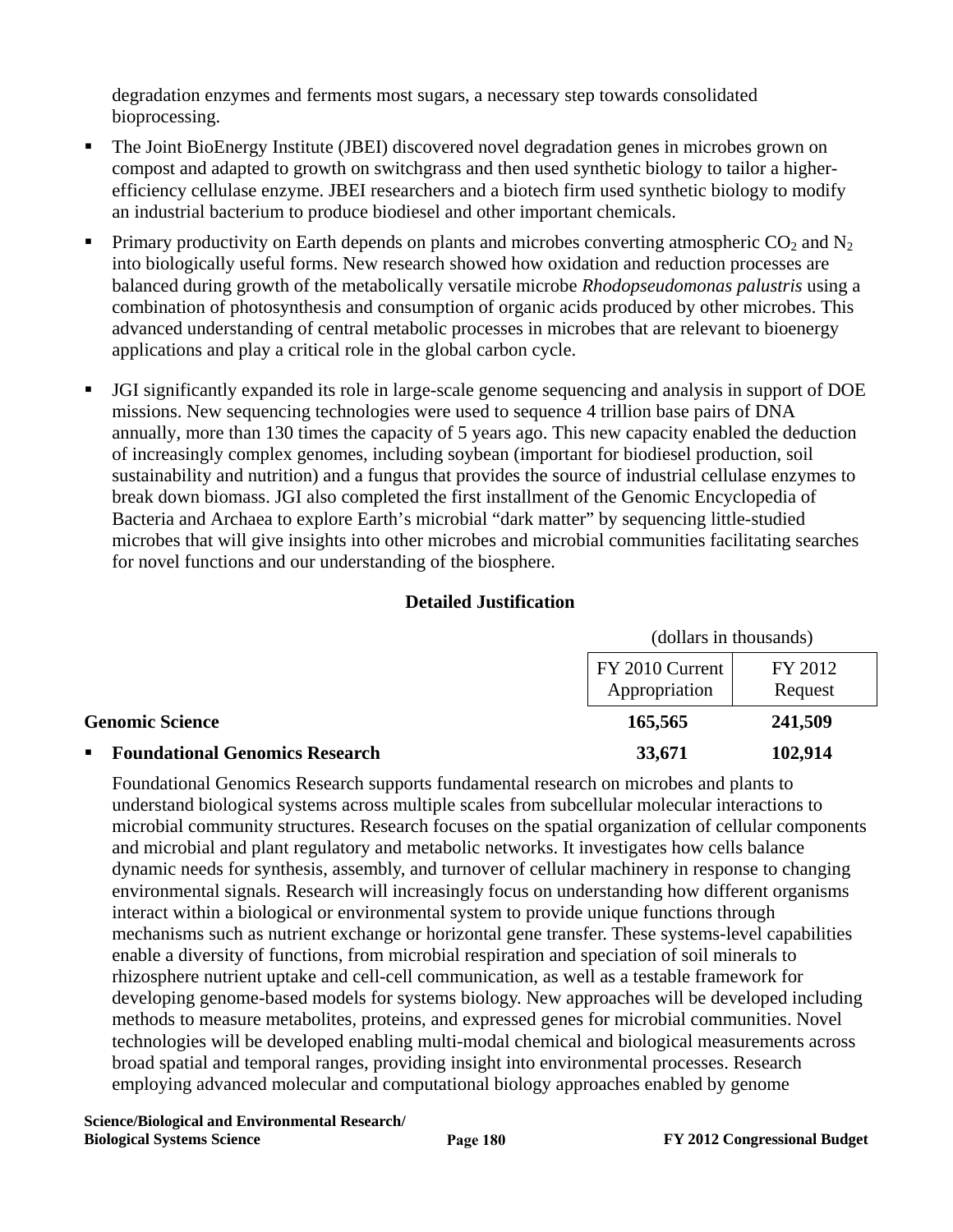degradation enzymes and ferments most sugars, a necessary step towards consolidated bioprocessing.

- The Joint BioEnergy Institute (JBEI) discovered novel degradation genes in microbes grown on compost and adapted to growth on switchgrass and then used synthetic biology to tailor a higher-efficiency cellulase enzyme. JBEI researchers and a biotech firm used synthetic biology to modify an industrial bacterium to produce biodiesel and other important chemicals.
- Primary productivity on Earth depends on plants and microbes converting atmospheric $CO_2$ and $N_2$ into biologically useful forms. New research showed how oxidation and reduction processes are balanced during growth of the metabolically versatile microbe *Rhodopseudomonas palustris* using a combination of photosynthesis and consumption of organic acids produced by other microbes. This advanced understanding of central metabolic processes in microbes that are relevant to bioenergy applications and play a critical role in the global carbon cycle.
- JGI significantly expanded its role in large-scale genome sequencing and analysis in support of DOE missions. New sequencing technologies were used to sequence 4 trillion base pairs of DNA annually, more than 130 times the capacity of 5 years ago. This new capacity enabled the deduction of increasingly complex genomes, including soybean (important for biodiesel production, soil sustainability and nutrition) and a fungus that provides the source of industrial cellulase enzymes to break down biomass. JGI also completed the first installment of the Genomic Encyclopedia of Bacteria and Archaea to explore Earth's microbial "dark matter" by sequencing little-studied microbes that will give insights into other microbes and microbial communities facilitating searches for novel functions and our understanding of the biosphere.

## Detailed Justification

| | (dollars in thousands) | |
|---|---|---|
| | FY 2010 Current Appropriation | FY 2012 Request |
| **Genomic Science** | **165,565** | **241,509** |
| ▪ **Foundational Genomics Research** | **33,671** | **102,914** |

Foundational Genomics Research supports fundamental research on microbes and plants to understand biological systems across multiple scales from subcellular molecular interactions to microbial community structures. Research focuses on the spatial organization of cellular components and microbial and plant regulatory and metabolic networks. It investigates how cells balance dynamic needs for synthesis, assembly, and turnover of cellular machinery in response to changing environmental signals. Research will increasingly focus on understanding how different organisms interact within a biological or environmental system to provide unique functions through mechanisms such as nutrient exchange or horizontal gene transfer. These systems-level capabilities enable a diversity of functions, from microbial respiration and speciation of soil minerals to rhizosphere nutrient uptake and cell-cell communication, as well as a testable framework for developing genome-based models for systems biology. New approaches will be developed including methods to measure metabolites, proteins, and expressed genes for microbial communities. Novel technologies will be developed enabling multi-modal chemical and biological measurements across broad spatial and temporal ranges, providing insight into environmental processes. Research employing advanced molecular and computational biology approaches enabled by genome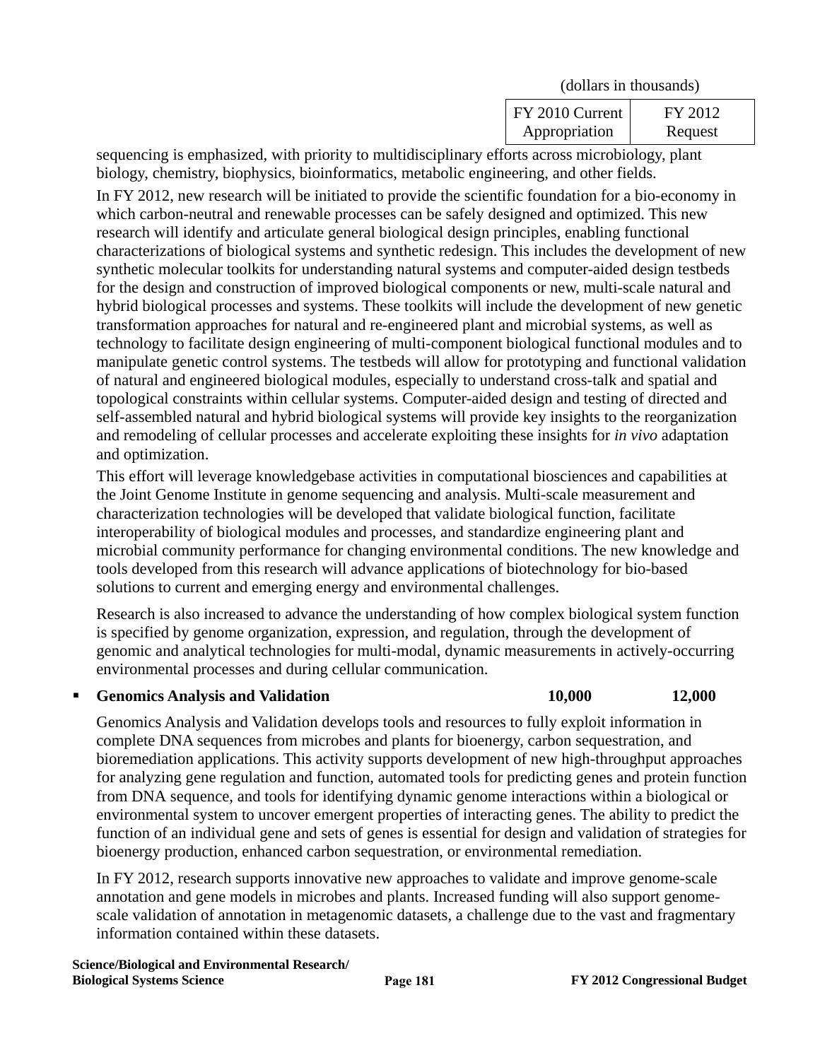(dollars in thousands)

| | FY 2010 Current Appropriation | FY 2012 Request |
|---|---|---|

sequencing is emphasized, with priority to multidisciplinary efforts across microbiology, plant biology, chemistry, biophysics, bioinformatics, metabolic engineering, and other fields.

In FY 2012, new research will be initiated to provide the scientific foundation for a bio-economy in which carbon-neutral and renewable processes can be safely designed and optimized. This new research will identify and articulate general biological design principles, enabling functional characterizations of biological systems and synthetic redesign. This includes the development of new synthetic molecular toolkits for understanding natural systems and computer-aided design testbeds for the design and construction of improved biological components or new, multi-scale natural and hybrid biological processes and systems. These toolkits will include the development of new genetic transformation approaches for natural and re-engineered plant and microbial systems, as well as technology to facilitate design engineering of multi-component biological functional modules and to manipulate genetic control systems. The testbeds will allow for prototyping and functional validation of natural and engineered biological modules, especially to understand cross-talk and spatial and topological constraints within cellular systems. Computer-aided design and testing of directed and self-assembled natural and hybrid biological systems will provide key insights to the reorganization and remodeling of cellular processes and accelerate exploiting these insights for *in vivo* adaptation and optimization.

This effort will leverage knowledgebase activities in computational biosciences and capabilities at the Joint Genome Institute in genome sequencing and analysis. Multi-scale measurement and characterization technologies will be developed that validate biological function, facilitate interoperability of biological modules and processes, and standardize engineering plant and microbial community performance for changing environmental conditions. The new knowledge and tools developed from this research will advance applications of biotechnology for bio-based solutions to current and emerging energy and environmental challenges.

Research is also increased to advance the understanding of how complex biological system function is specified by genome organization, expression, and regulation, through the development of genomic and analytical technologies for multi-modal, dynamic measurements in actively-occurring environmental processes and during cellular communication.

| | FY 2010 Current Appropriation | FY 2012 Request |
|---|---|---|
| ▪ **Genomics Analysis and Validation** | **10,000** | **12,000** |

Genomics Analysis and Validation develops tools and resources to fully exploit information in complete DNA sequences from microbes and plants for bioenergy, carbon sequestration, and bioremediation applications. This activity supports development of new high-throughput approaches for analyzing gene regulation and function, automated tools for predicting genes and protein function from DNA sequence, and tools for identifying dynamic genome interactions within a biological or environmental system to uncover emergent properties of interacting genes. The ability to predict the function of an individual gene and sets of genes is essential for design and validation of strategies for bioenergy production, enhanced carbon sequestration, or environmental remediation.

In FY 2012, research supports innovative new approaches to validate and improve genome-scale annotation and gene models in microbes and plants. Increased funding will also support genome-scale validation of annotation in metagenomic datasets, a challenge due to the vast and fragmentary information contained within these datasets.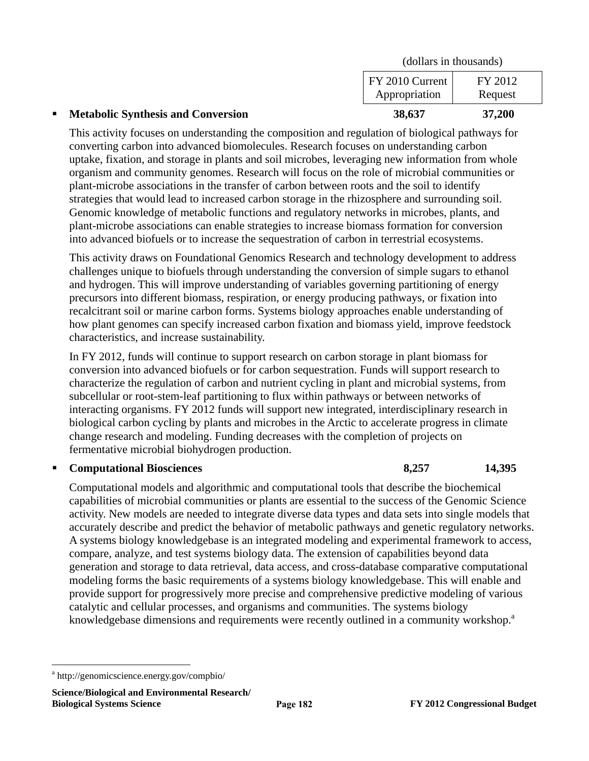(dollars in thousands)

| | FY 2010 Current Appropriation | FY 2012 Request |
|---|---|---|
| ▪ **Metabolic Synthesis and Conversion** | **38,637** | **37,200** |

This activity focuses on understanding the composition and regulation of biological pathways for converting carbon into advanced biomolecules. Research focuses on understanding carbon uptake, fixation, and storage in plants and soil microbes, leveraging new information from whole organism and community genomes. Research will focus on the role of microbial communities or plant-microbe associations in the transfer of carbon between roots and the soil to identify strategies that would lead to increased carbon storage in the rhizosphere and surrounding soil. Genomic knowledge of metabolic functions and regulatory networks in microbes, plants, and plant-microbe associations can enable strategies to increase biomass formation for conversion into advanced biofuels or to increase the sequestration of carbon in terrestrial ecosystems.

This activity draws on Foundational Genomics Research and technology development to address challenges unique to biofuels through understanding the conversion of simple sugars to ethanol and hydrogen. This will improve understanding of variables governing partitioning of energy precursors into different biomass, respiration, or energy producing pathways, or fixation into recalcitrant soil or marine carbon forms. Systems biology approaches enable understanding of how plant genomes can specify increased carbon fixation and biomass yield, improve feedstock characteristics, and increase sustainability.

In FY 2012, funds will continue to support research on carbon storage in plant biomass for conversion into advanced biofuels or for carbon sequestration. Funds will support research to characterize the regulation of carbon and nutrient cycling in plant and microbial systems, from subcellular or root-stem-leaf partitioning to flux within pathways or between networks of interacting organisms. FY 2012 funds will support new integrated, interdisciplinary research in biological carbon cycling by plants and microbes in the Arctic to accelerate progress in climate change research and modeling. Funding decreases with the completion of projects on fermentative microbial biohydrogen production.

| | | |
|---|---|---|
| ▪ **Computational Biosciences** | **8,257** | **14,395** |

Computational models and algorithmic and computational tools that describe the biochemical capabilities of microbial communities or plants are essential to the success of the Genomic Science activity. New models are needed to integrate diverse data types and data sets into single models that accurately describe and predict the behavior of metabolic pathways and genetic regulatory networks. A systems biology knowledgebase is an integrated modeling and experimental framework to access, compare, analyze, and test systems biology data. The extension of capabilities beyond data generation and storage to data retrieval, data access, and cross-database comparative computational modeling forms the basic requirements of a systems biology knowledgebase. This will enable and provide support for progressively more precise and comprehensive predictive modeling of various catalytic and cellular processes, and organisms and communities. The systems biology knowledgebase dimensions and requirements were recently outlined in a community workshop.[a]

---

[a] http://genomicscience.energy.gov/compbio/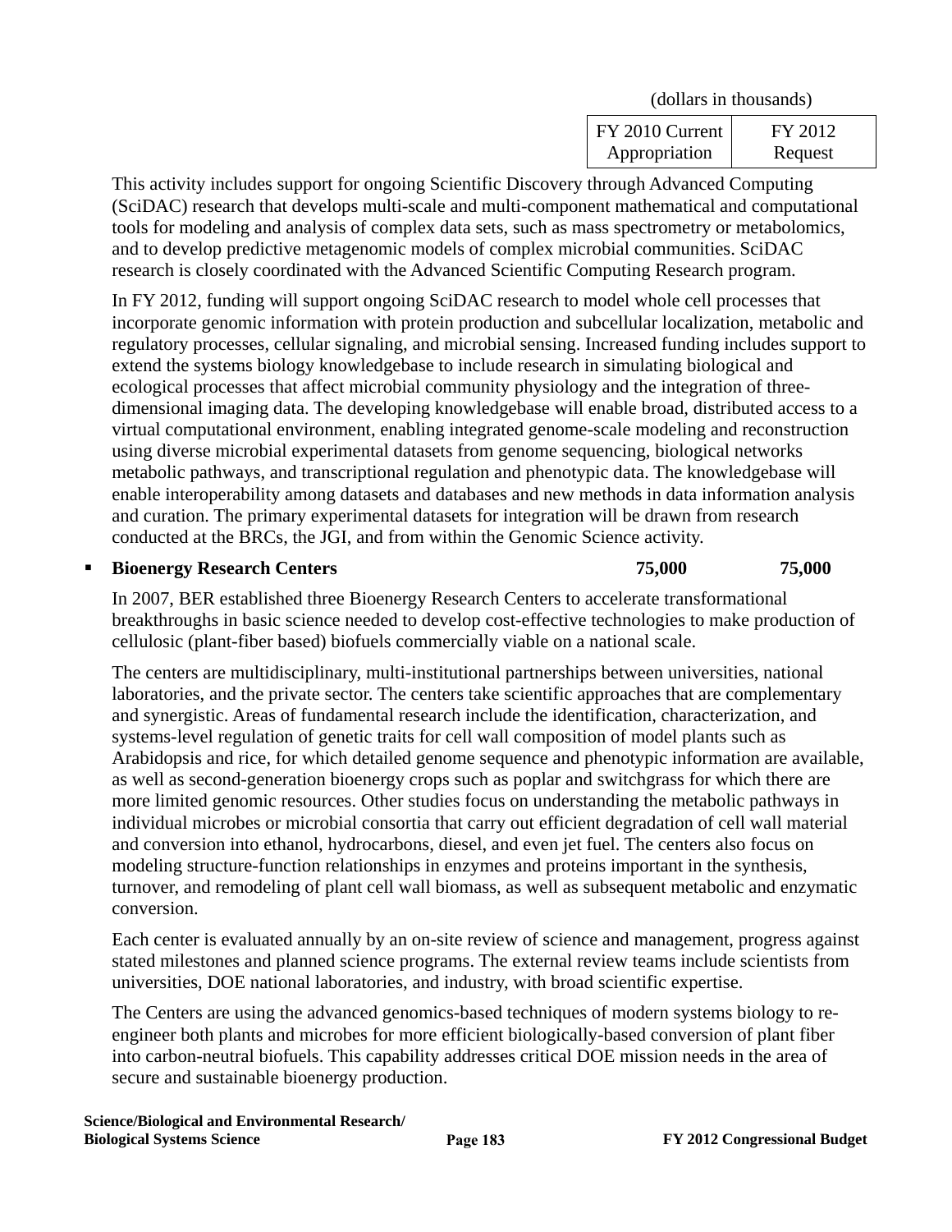| | FY 2010 Current Appropriation | FY 2012 Request |
|---|---|---|
| | (dollars in thousands) | |

This activity includes support for ongoing Scientific Discovery through Advanced Computing (SciDAC) research that develops multi-scale and multi-component mathematical and computational tools for modeling and analysis of complex data sets, such as mass spectrometry or metabolomics, and to develop predictive metagenomic models of complex microbial communities. SciDAC research is closely coordinated with the Advanced Scientific Computing Research program.

In FY 2012, funding will support ongoing SciDAC research to model whole cell processes that incorporate genomic information with protein production and subcellular localization, metabolic and regulatory processes, cellular signaling, and microbial sensing. Increased funding includes support to extend the systems biology knowledgebase to include research in simulating biological and ecological processes that affect microbial community physiology and the integration of three-dimensional imaging data. The developing knowledgebase will enable broad, distributed access to a virtual computational environment, enabling integrated genome-scale modeling and reconstruction using diverse microbial experimental datasets from genome sequencing, biological networks metabolic pathways, and transcriptional regulation and phenotypic data. The knowledgebase will enable interoperability among datasets and databases and new methods in data information analysis and curation. The primary experimental datasets for integration will be drawn from research conducted at the BRCs, the JGI, and from within the Genomic Science activity.

| | FY 2010 Current Appropriation | FY 2012 Request |
|---|---|---|
| ▪ **Bioenergy Research Centers** | **75,000** | **75,000** |

In 2007, BER established three Bioenergy Research Centers to accelerate transformational breakthroughs in basic science needed to develop cost-effective technologies to make production of cellulosic (plant-fiber based) biofuels commercially viable on a national scale.

The centers are multidisciplinary, multi-institutional partnerships between universities, national laboratories, and the private sector. The centers take scientific approaches that are complementary and synergistic. Areas of fundamental research include the identification, characterization, and systems-level regulation of genetic traits for cell wall composition of model plants such as Arabidopsis and rice, for which detailed genome sequence and phenotypic information are available, as well as second-generation bioenergy crops such as poplar and switchgrass for which there are more limited genomic resources. Other studies focus on understanding the metabolic pathways in individual microbes or microbial consortia that carry out efficient degradation of cell wall material and conversion into ethanol, hydrocarbons, diesel, and even jet fuel. The centers also focus on modeling structure-function relationships in enzymes and proteins important in the synthesis, turnover, and remodeling of plant cell wall biomass, as well as subsequent metabolic and enzymatic conversion.

Each center is evaluated annually by an on-site review of science and management, progress against stated milestones and planned science programs. The external review teams include scientists from universities, DOE national laboratories, and industry, with broad scientific expertise.

The Centers are using the advanced genomics-based techniques of modern systems biology to re-engineer both plants and microbes for more efficient biologically-based conversion of plant fiber into carbon-neutral biofuels. This capability addresses critical DOE mission needs in the area of secure and sustainable bioenergy production.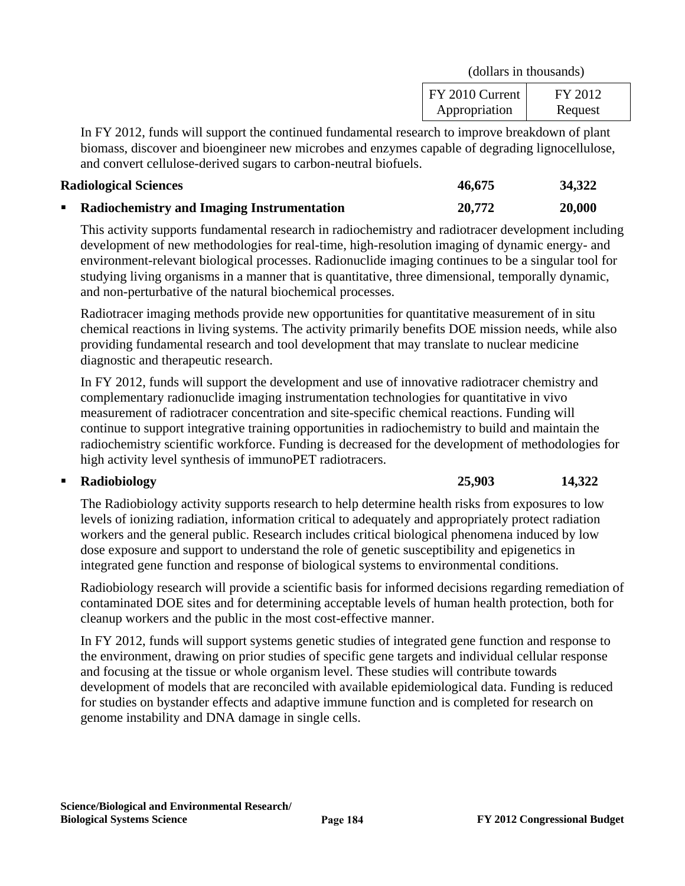(dollars in thousands)

| | FY 2010 Current Appropriation | FY 2012 Request |
|---|---|---|

In FY 2012, funds will support the continued fundamental research to improve breakdown of plant biomass, discover and bioengineer new microbes and enzymes capable of degrading lignocellulose, and convert cellulose-derived sugars to carbon-neutral biofuels.

| | | |
|---|---|---|
| **Radiological Sciences** | **46,675** | **34,322** |
| ▪ **Radiochemistry and Imaging Instrumentation** | **20,772** | **20,000** |

This activity supports fundamental research in radiochemistry and radiotracer development including development of new methodologies for real-time, high-resolution imaging of dynamic energy- and environment-relevant biological processes. Radionuclide imaging continues to be a singular tool for studying living organisms in a manner that is quantitative, three dimensional, temporally dynamic, and non-perturbative of the natural biochemical processes.

Radiotracer imaging methods provide new opportunities for quantitative measurement of in situ chemical reactions in living systems. The activity primarily benefits DOE mission needs, while also providing fundamental research and tool development that may translate to nuclear medicine diagnostic and therapeutic research.

In FY 2012, funds will support the development and use of innovative radiotracer chemistry and complementary radionuclide imaging instrumentation technologies for quantitative in vivo measurement of radiotracer concentration and site-specific chemical reactions. Funding will continue to support integrative training opportunities in radiochemistry to build and maintain the radiochemistry scientific workforce. Funding is decreased for the development of methodologies for high activity level synthesis of immunoPET radiotracers.

| | | |
|---|---|---|
| ▪ **Radiobiology** | **25,903** | **14,322** |

The Radiobiology activity supports research to help determine health risks from exposures to low levels of ionizing radiation, information critical to adequately and appropriately protect radiation workers and the general public. Research includes critical biological phenomena induced by low dose exposure and support to understand the role of genetic susceptibility and epigenetics in integrated gene function and response of biological systems to environmental conditions.

Radiobiology research will provide a scientific basis for informed decisions regarding remediation of contaminated DOE sites and for determining acceptable levels of human health protection, both for cleanup workers and the public in the most cost-effective manner.

In FY 2012, funds will support systems genetic studies of integrated gene function and response to the environment, drawing on prior studies of specific gene targets and individual cellular response and focusing at the tissue or whole organism level. These studies will contribute towards development of models that are reconciled with available epidemiological data. Funding is reduced for studies on bystander effects and adaptive immune function and is completed for research on genome instability and DNA damage in single cells.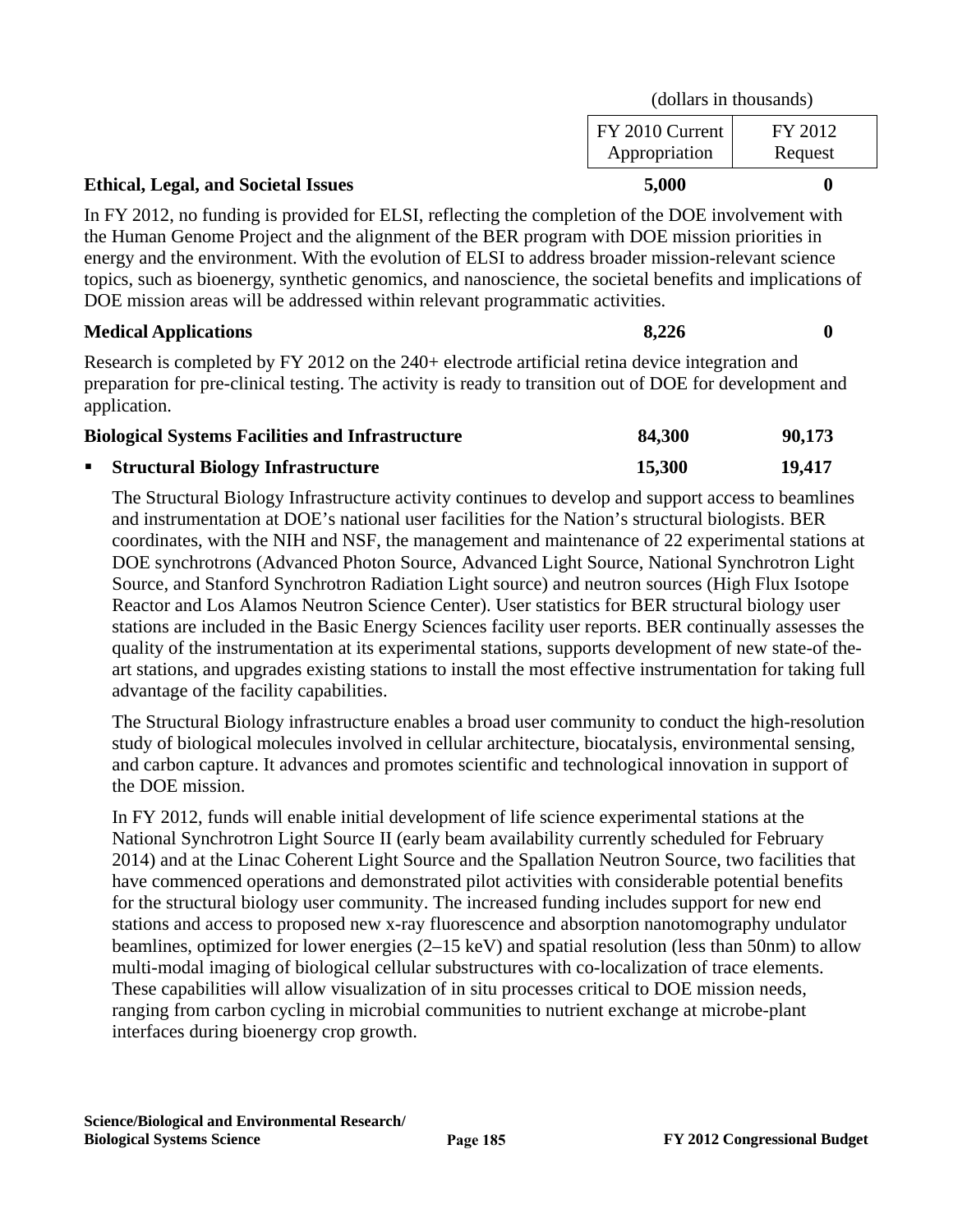| | (dollars in thousands) | |
|---|---|---|
| | FY 2010 Current Appropriation | FY 2012 Request |
| **Ethical, Legal, and Societal Issues** | **5,000** | **0** |

In FY 2012, no funding is provided for ELSI, reflecting the completion of the DOE involvement with the Human Genome Project and the alignment of the BER program with DOE mission priorities in energy and the environment. With the evolution of ELSI to address broader mission-relevant science topics, such as bioenergy, synthetic genomics, and nanoscience, the societal benefits and implications of DOE mission areas will be addressed within relevant programmatic activities.

| | | |
|---|---|---|
| **Medical Applications** | **8,226** | **0** |

Research is completed by FY 2012 on the 240+ electrode artificial retina device integration and preparation for pre-clinical testing. The activity is ready to transition out of DOE for development and application.

| | | |
|---|---|---|
| **Biological Systems Facilities and Infrastructure** | **84,300** | **90,173** |
| ▪ **Structural Biology Infrastructure** | **15,300** | **19,417** |

The Structural Biology Infrastructure activity continues to develop and support access to beamlines and instrumentation at DOE's national user facilities for the Nation's structural biologists. BER coordinates, with the NIH and NSF, the management and maintenance of 22 experimental stations at DOE synchrotrons (Advanced Photon Source, Advanced Light Source, National Synchrotron Light Source, and Stanford Synchrotron Radiation Light source) and neutron sources (High Flux Isotope Reactor and Los Alamos Neutron Science Center). User statistics for BER structural biology user stations are included in the Basic Energy Sciences facility user reports. BER continually assesses the quality of the instrumentation at its experimental stations, supports development of new state-of the-art stations, and upgrades existing stations to install the most effective instrumentation for taking full advantage of the facility capabilities.

The Structural Biology infrastructure enables a broad user community to conduct the high-resolution study of biological molecules involved in cellular architecture, biocatalysis, environmental sensing, and carbon capture. It advances and promotes scientific and technological innovation in support of the DOE mission.

In FY 2012, funds will enable initial development of life science experimental stations at the National Synchrotron Light Source II (early beam availability currently scheduled for February 2014) and at the Linac Coherent Light Source and the Spallation Neutron Source, two facilities that have commenced operations and demonstrated pilot activities with considerable potential benefits for the structural biology user community. The increased funding includes support for new end stations and access to proposed new x-ray fluorescence and absorption nanotomography undulator beamlines, optimized for lower energies (2–15 keV) and spatial resolution (less than 50nm) to allow multi-modal imaging of biological cellular substructures with co-localization of trace elements. These capabilities will allow visualization of in situ processes critical to DOE mission needs, ranging from carbon cycling in microbial communities to nutrient exchange at microbe-plant interfaces during bioenergy crop growth.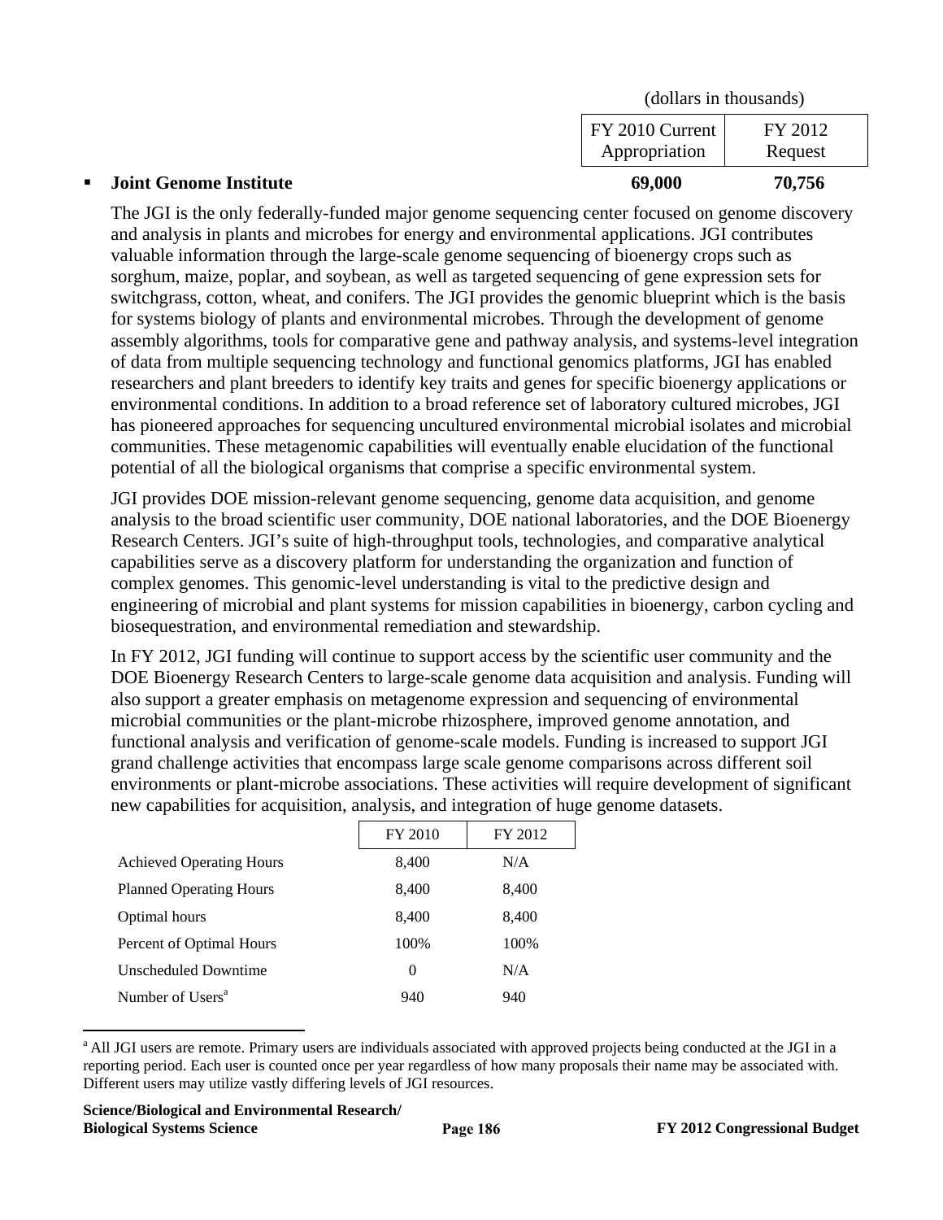(dollars in thousands)

| | FY 2010 Current Appropriation | FY 2012 Request |
|---|---|---|
| ▪ **Joint Genome Institute** | **69,000** | **70,756** |

The JGI is the only federally-funded major genome sequencing center focused on genome discovery and analysis in plants and microbes for energy and environmental applications. JGI contributes valuable information through the large-scale genome sequencing of bioenergy crops such as sorghum, maize, poplar, and soybean, as well as targeted sequencing of gene expression sets for switchgrass, cotton, wheat, and conifers. The JGI provides the genomic blueprint which is the basis for systems biology of plants and environmental microbes. Through the development of genome assembly algorithms, tools for comparative gene and pathway analysis, and systems-level integration of data from multiple sequencing technology and functional genomics platforms, JGI has enabled researchers and plant breeders to identify key traits and genes for specific bioenergy applications or environmental conditions. In addition to a broad reference set of laboratory cultured microbes, JGI has pioneered approaches for sequencing uncultured environmental microbial isolates and microbial communities. These metagenomic capabilities will eventually enable elucidation of the functional potential of all the biological organisms that comprise a specific environmental system.

JGI provides DOE mission-relevant genome sequencing, genome data acquisition, and genome analysis to the broad scientific user community, DOE national laboratories, and the DOE Bioenergy Research Centers. JGI's suite of high-throughput tools, technologies, and comparative analytical capabilities serve as a discovery platform for understanding the organization and function of complex genomes. This genomic-level understanding is vital to the predictive design and engineering of microbial and plant systems for mission capabilities in bioenergy, carbon cycling and biosequestration, and environmental remediation and stewardship.

In FY 2012, JGI funding will continue to support access by the scientific user community and the DOE Bioenergy Research Centers to large-scale genome data acquisition and analysis. Funding will also support a greater emphasis on metagenome expression and sequencing of environmental microbial communities or the plant-microbe rhizosphere, improved genome annotation, and functional analysis and verification of genome-scale models. Funding is increased to support JGI grand challenge activities that encompass large scale genome comparisons across different soil environments or plant-microbe associations. These activities will require development of significant new capabilities for acquisition, analysis, and integration of huge genome datasets.

| | FY 2010 | FY 2012 |
|---|---|---|
| Achieved Operating Hours | 8,400 | N/A |
| Planned Operating Hours | 8,400 | 8,400 |
| Optimal hours | 8,400 | 8,400 |
| Percent of Optimal Hours | 100% | 100% |
| Unscheduled Downtime | 0 | N/A |
| Number of Users[a] | 940 | 940 |

[a] All JGI users are remote. Primary users are individuals associated with approved projects being conducted at the JGI in a reporting period. Each user is counted once per year regardless of how many proposals their name may be associated with. Different users may utilize vastly differing levels of JGI resources.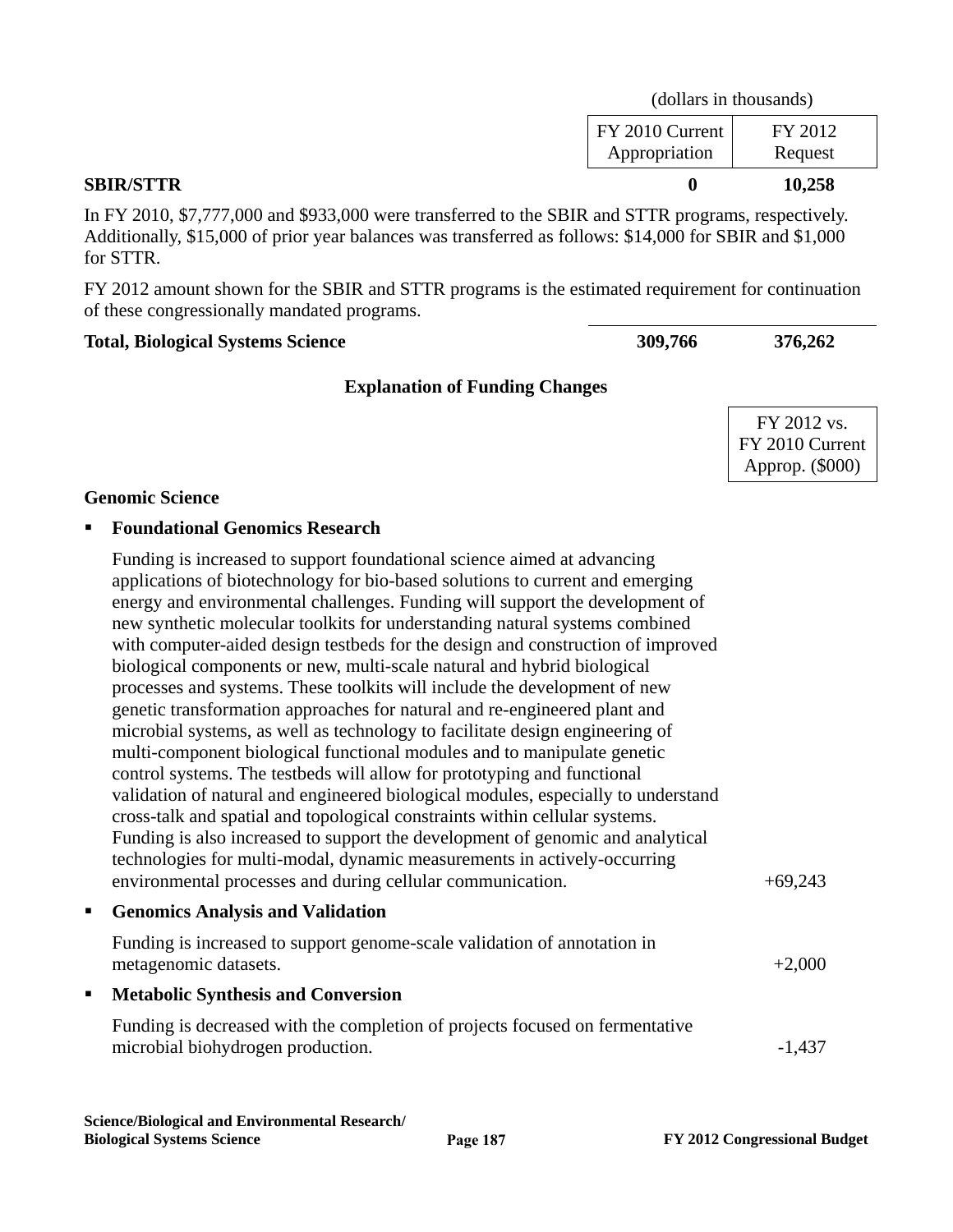(dollars in thousands)

| | FY 2010 Current Appropriation | FY 2012 Request |
|---|---|---|
| **SBIR/STTR** | **0** | **10,258** |

In FY 2010, $7,777,000 and $933,000 were transferred to the SBIR and STTR programs, respectively. Additionally, $15,000 of prior year balances was transferred as follows: $14,000 for SBIR and $1,000 for STTR.

FY 2012 amount shown for the SBIR and STTR programs is the estimated requirement for continuation of these congressionally mandated programs.

| | | |
|---|---|---|
| **Total, Biological Systems Science** | **309,766** | **376,262** |

## Explanation of Funding Changes

| | FY 2012 vs. FY 2010 Current Approp. ($000) |
|---|---|
| **Genomic Science** | |
| ▪ **Foundational Genomics Research** | |
| Funding is increased to support foundational science aimed at advancing applications of biotechnology for bio-based solutions to current and emerging energy and environmental challenges. Funding will support the development of new synthetic molecular toolkits for understanding natural systems combined with computer-aided design testbeds for the design and construction of improved biological components or new, multi-scale natural and hybrid biological processes and systems. These toolkits will include the development of new genetic transformation approaches for natural and re-engineered plant and microbial systems, as well as technology to facilitate design engineering of multi-component biological functional modules and to manipulate genetic control systems. The testbeds will allow for prototyping and functional validation of natural and engineered biological modules, especially to understand cross-talk and spatial and topological constraints within cellular systems. Funding is also increased to support the development of genomic and analytical technologies for multi-modal, dynamic measurements in actively-occurring environmental processes and during cellular communication. | +69,243 |
| ▪ **Genomics Analysis and Validation** | |
| Funding is increased to support genome-scale validation of annotation in metagenomic datasets. | +2,000 |
| ▪ **Metabolic Synthesis and Conversion** | |
| Funding is decreased with the completion of projects focused on fermentative microbial biohydrogen production. | -1,437 |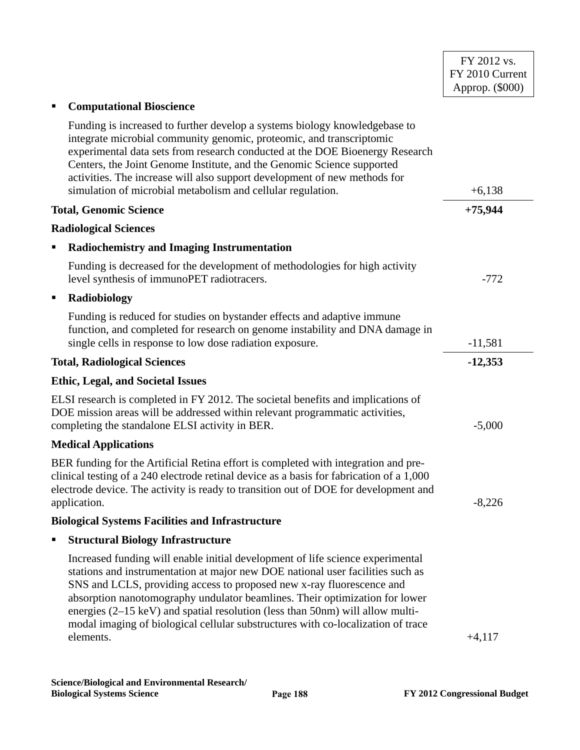| | FY 2012 vs. FY 2010 Current Approp. ($000) |
|---|---|
| ▪ **Computational Bioscience** | |
| Funding is increased to further develop a systems biology knowledgebase to integrate microbial community genomic, proteomic, and transcriptomic experimental data sets from research conducted at the DOE Bioenergy Research Centers, the Joint Genome Institute, and the Genomic Science supported activities. The increase will also support development of new methods for simulation of microbial metabolism and cellular regulation. | +6,138 |
| **Total, Genomic Science** | **+75,944** |
| **Radiological Sciences** | |
| ▪ **Radiochemistry and Imaging Instrumentation** | |
| Funding is decreased for the development of methodologies for high activity level synthesis of immunoPET radiotracers. | -772 |
| ▪ **Radiobiology** | |
| Funding is reduced for studies on bystander effects and adaptive immune function, and completed for research on genome instability and DNA damage in single cells in response to low dose radiation exposure. | -11,581 |
| **Total, Radiological Sciences** | **-12,353** |
| **Ethic, Legal, and Societal Issues** | |
| ELSI research is completed in FY 2012. The societal benefits and implications of DOE mission areas will be addressed within relevant programmatic activities, completing the standalone ELSI activity in BER. | -5,000 |
| **Medical Applications** | |
| BER funding for the Artificial Retina effort is completed with integration and pre-clinical testing of a 240 electrode retinal device as a basis for fabrication of a 1,000 electrode device. The activity is ready to transition out of DOE for development and application. | -8,226 |
| **Biological Systems Facilities and Infrastructure** | |
| ▪ **Structural Biology Infrastructure** | |
| Increased funding will enable initial development of life science experimental stations and instrumentation at major new DOE national user facilities such as SNS and LCLS, providing access to proposed new x-ray fluorescence and absorption nanotomography undulator beamlines. Their optimization for lower energies (2–15 keV) and spatial resolution (less than 50nm) will allow multi-modal imaging of biological cellular substructures with co-localization of trace elements. | +4,117 |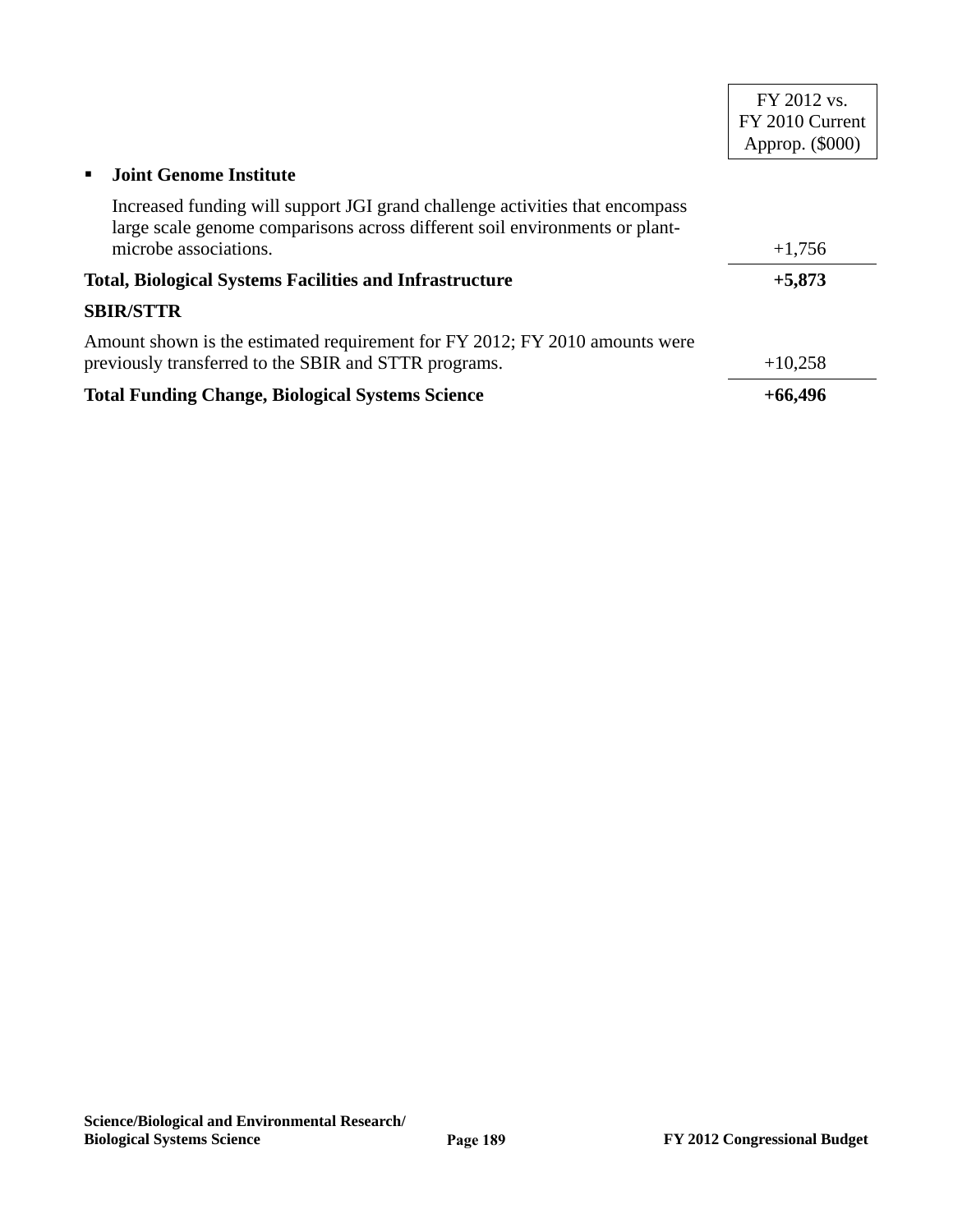| | FY 2012 vs. FY 2010 Current Approp. ($000) |
|---|---|
| ▪ **Joint Genome Institute** | |
| Increased funding will support JGI grand challenge activities that encompass large scale genome comparisons across different soil environments or plant-microbe associations. | +1,756 |
| **Total, Biological Systems Facilities and Infrastructure** | **+5,873** |
| **SBIR/STTR** | |
| Amount shown is the estimated requirement for FY 2012; FY 2010 amounts were previously transferred to the SBIR and STTR programs. | +10,258 |
| **Total Funding Change, Biological Systems Science** | **+66,496** |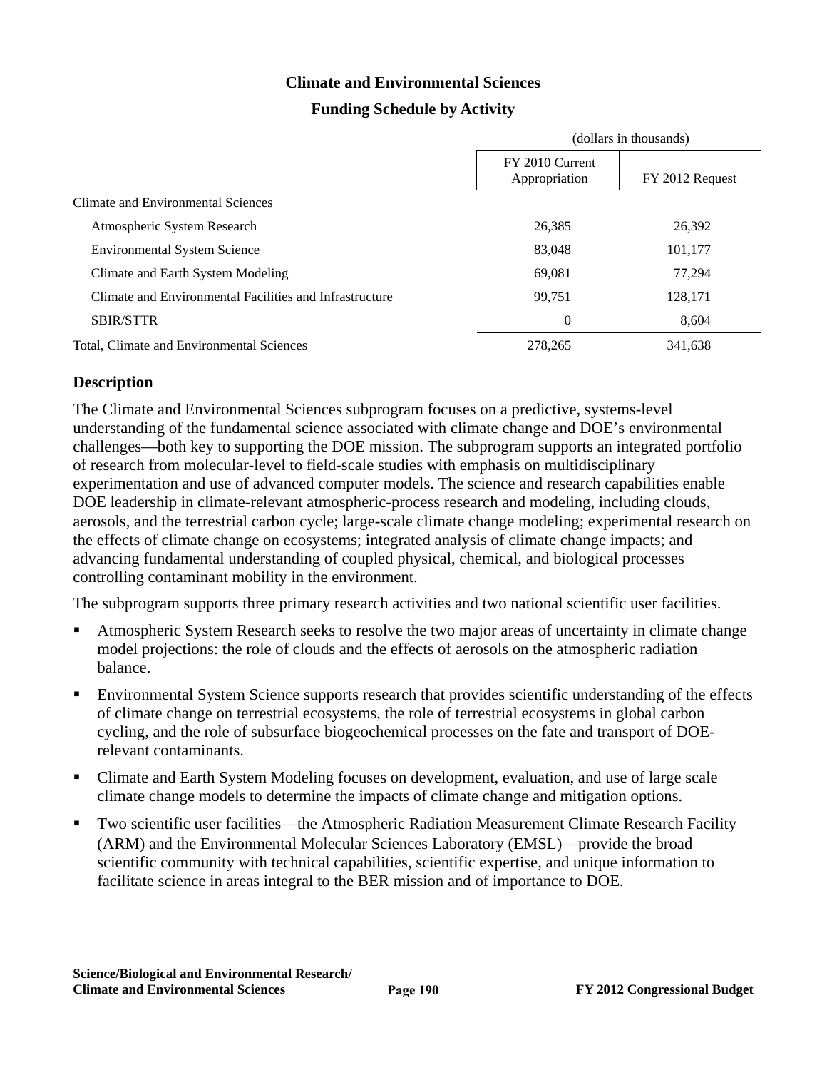## Climate and Environmental Sciences

### Funding Schedule by Activity

| | (dollars in thousands) | |
|---|---|---|
| | FY 2010 Current Appropriation | FY 2012 Request |
| Climate and Environmental Sciences | | |
| Atmospheric System Research | 26,385 | 26,392 |
| Environmental System Science | 83,048 | 101,177 |
| Climate and Earth System Modeling | 69,081 | 77,294 |
| Climate and Environmental Facilities and Infrastructure | 99,751 | 128,171 |
| SBIR/STTR | 0 | 8,604 |
| Total, Climate and Environmental Sciences | 278,265 | 341,638 |

### Description

The Climate and Environmental Sciences subprogram focuses on a predictive, systems-level understanding of the fundamental science associated with climate change and DOE's environmental challenges—both key to supporting the DOE mission. The subprogram supports an integrated portfolio of research from molecular-level to field-scale studies with emphasis on multidisciplinary experimentation and use of advanced computer models. The science and research capabilities enable DOE leadership in climate-relevant atmospheric-process research and modeling, including clouds, aerosols, and the terrestrial carbon cycle; large-scale climate change modeling; experimental research on the effects of climate change on ecosystems; integrated analysis of climate change impacts; and advancing fundamental understanding of coupled physical, chemical, and biological processes controlling contaminant mobility in the environment.

The subprogram supports three primary research activities and two national scientific user facilities.

- Atmospheric System Research seeks to resolve the two major areas of uncertainty in climate change model projections: the role of clouds and the effects of aerosols on the atmospheric radiation balance.
- Environmental System Science supports research that provides scientific understanding of the effects of climate change on terrestrial ecosystems, the role of terrestrial ecosystems in global carbon cycling, and the role of subsurface biogeochemical processes on the fate and transport of DOE-relevant contaminants.
- Climate and Earth System Modeling focuses on development, evaluation, and use of large scale climate change models to determine the impacts of climate change and mitigation options.
- Two scientific user facilities—the Atmospheric Radiation Measurement Climate Research Facility (ARM) and the Environmental Molecular Sciences Laboratory (EMSL)—provide the broad scientific community with technical capabilities, scientific expertise, and unique information to facilitate science in areas integral to the BER mission and of importance to DOE.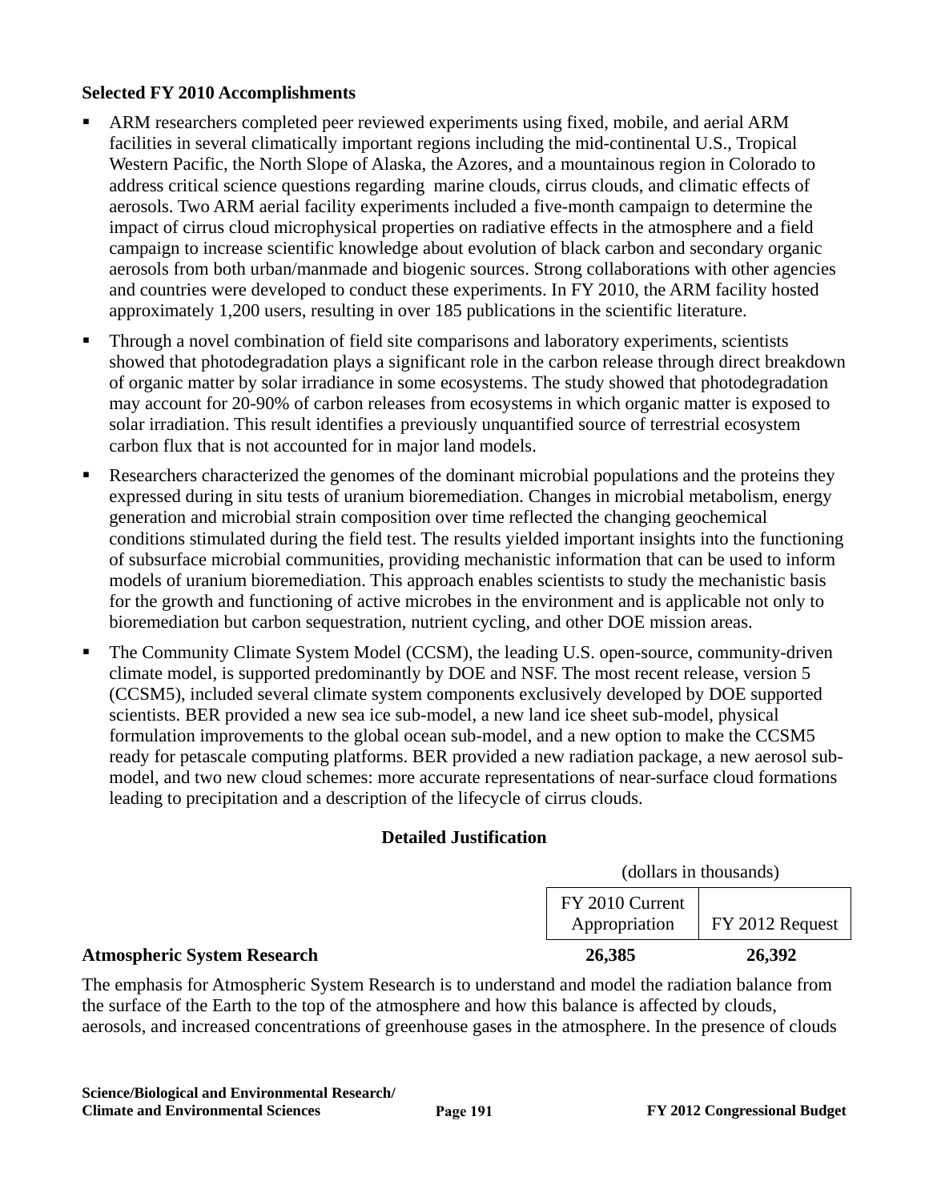### Selected FY 2010 Accomplishments

- ARM researchers completed peer reviewed experiments using fixed, mobile, and aerial ARM facilities in several climatically important regions including the mid-continental U.S., Tropical Western Pacific, the North Slope of Alaska, the Azores, and a mountainous region in Colorado to address critical science questions regarding marine clouds, cirrus clouds, and climatic effects of aerosols. Two ARM aerial facility experiments included a five-month campaign to determine the impact of cirrus cloud microphysical properties on radiative effects in the atmosphere and a field campaign to increase scientific knowledge about evolution of black carbon and secondary organic aerosols from both urban/manmade and biogenic sources. Strong collaborations with other agencies and countries were developed to conduct these experiments. In FY 2010, the ARM facility hosted approximately 1,200 users, resulting in over 185 publications in the scientific literature.
- Through a novel combination of field site comparisons and laboratory experiments, scientists showed that photodegradation plays a significant role in the carbon release through direct breakdown of organic matter by solar irradiance in some ecosystems. The study showed that photodegradation may account for 20-90% of carbon releases from ecosystems in which organic matter is exposed to solar irradiation. This result identifies a previously unquantified source of terrestrial ecosystem carbon flux that is not accounted for in major land models.
- Researchers characterized the genomes of the dominant microbial populations and the proteins they expressed during in situ tests of uranium bioremediation. Changes in microbial metabolism, energy generation and microbial strain composition over time reflected the changing geochemical conditions stimulated during the field test. The results yielded important insights into the functioning of subsurface microbial communities, providing mechanistic information that can be used to inform models of uranium bioremediation. This approach enables scientists to study the mechanistic basis for the growth and functioning of active microbes in the environment and is applicable not only to bioremediation but carbon sequestration, nutrient cycling, and other DOE mission areas.
- The Community Climate System Model (CCSM), the leading U.S. open-source, community-driven climate model, is supported predominantly by DOE and NSF. The most recent release, version 5 (CCSM5), included several climate system components exclusively developed by DOE supported scientists. BER provided a new sea ice sub-model, a new land ice sheet sub-model, physical formulation improvements to the global ocean sub-model, and a new option to make the CCSM5 ready for petascale computing platforms. BER provided a new radiation package, a new aerosol sub-model, and two new cloud schemes: more accurate representations of near-surface cloud formations leading to precipitation and a description of the lifecycle of cirrus clouds.

## Detailed Justification

(dollars in thousands)

| | FY 2010 Current Appropriation | FY 2012 Request |
|---|---|---|
| **Atmospheric System Research** | **26,385** | **26,392** |

The emphasis for Atmospheric System Research is to understand and model the radiation balance from the surface of the Earth to the top of the atmosphere and how this balance is affected by clouds, aerosols, and increased concentrations of greenhouse gases in the atmosphere. In the presence of clouds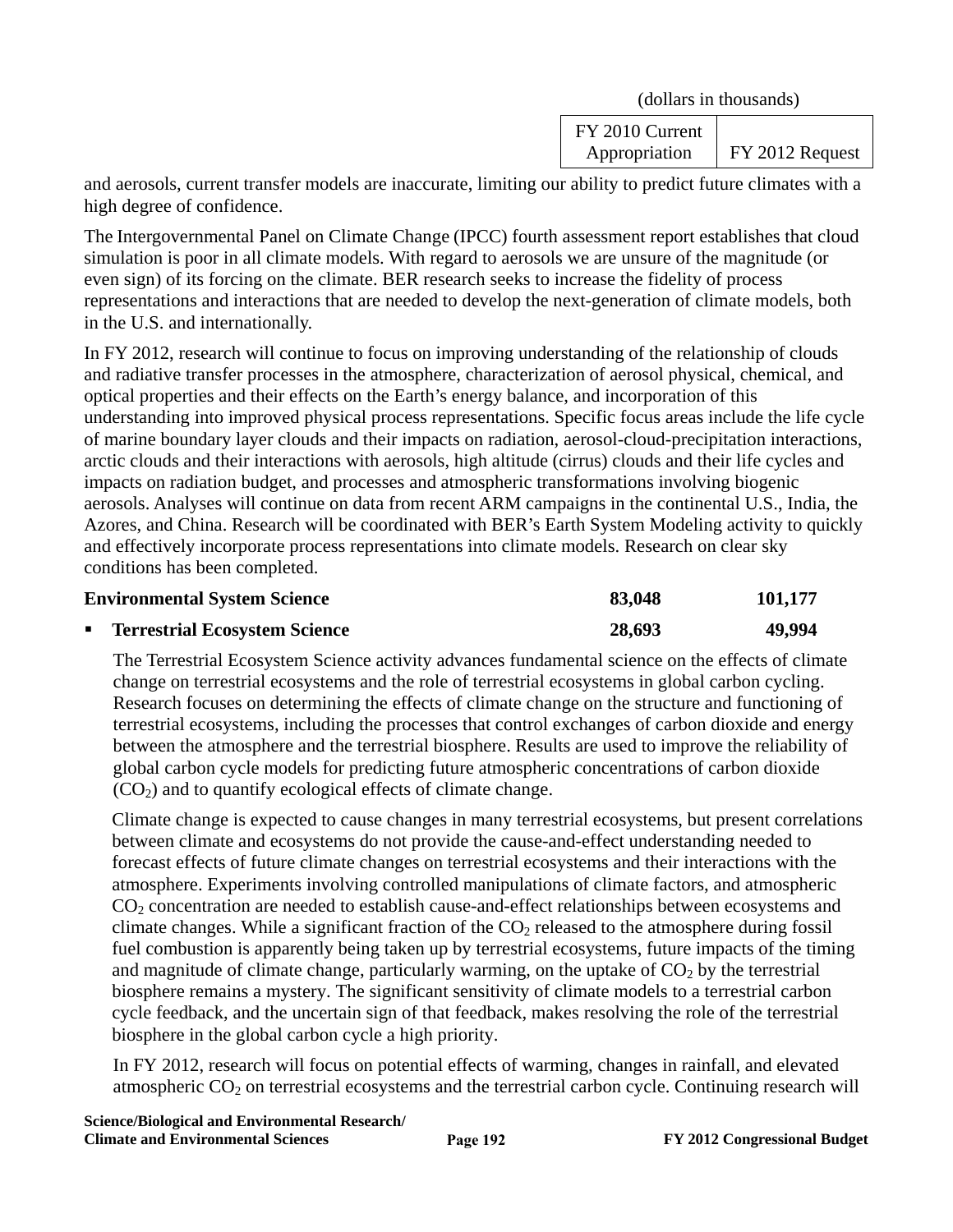| | (dollars in thousands) | |
|---|---|---|
| | FY 2010 Current Appropriation | FY 2012 Request |

and aerosols, current transfer models are inaccurate, limiting our ability to predict future climates with a high degree of confidence.

The Intergovernmental Panel on Climate Change (IPCC) fourth assessment report establishes that cloud simulation is poor in all climate models. With regard to aerosols we are unsure of the magnitude (or even sign) of its forcing on the climate. BER research seeks to increase the fidelity of process representations and interactions that are needed to develop the next-generation of climate models, both in the U.S. and internationally.

In FY 2012, research will continue to focus on improving understanding of the relationship of clouds and radiative transfer processes in the atmosphere, characterization of aerosol physical, chemical, and optical properties and their effects on the Earth's energy balance, and incorporation of this understanding into improved physical process representations. Specific focus areas include the life cycle of marine boundary layer clouds and their impacts on radiation, aerosol-cloud-precipitation interactions, arctic clouds and their interactions with aerosols, high altitude (cirrus) clouds and their life cycles and impacts on radiation budget, and processes and atmospheric transformations involving biogenic aerosols. Analyses will continue on data from recent ARM campaigns in the continental U.S., India, the Azores, and China. Research will be coordinated with BER's Earth System Modeling activity to quickly and effectively incorporate process representations into climate models. Research on clear sky conditions has been completed.

| | FY 2010 Current Appropriation | FY 2012 Request |
|---|---|---|
| **Environmental System Science** | **83,048** | **101,177** |
| ▪ **Terrestrial Ecosystem Science** | **28,693** | **49,994** |

The Terrestrial Ecosystem Science activity advances fundamental science on the effects of climate change on terrestrial ecosystems and the role of terrestrial ecosystems in global carbon cycling. Research focuses on determining the effects of climate change on the structure and functioning of terrestrial ecosystems, including the processes that control exchanges of carbon dioxide and energy between the atmosphere and the terrestrial biosphere. Results are used to improve the reliability of global carbon cycle models for predicting future atmospheric concentrations of carbon dioxide ($CO_2$) and to quantify ecological effects of climate change.

Climate change is expected to cause changes in many terrestrial ecosystems, but present correlations between climate and ecosystems do not provide the cause-and-effect understanding needed to forecast effects of future climate changes on terrestrial ecosystems and their interactions with the atmosphere. Experiments involving controlled manipulations of climate factors, and atmospheric $CO_2$ concentration are needed to establish cause-and-effect relationships between ecosystems and climate changes. While a significant fraction of the $CO_2$ released to the atmosphere during fossil fuel combustion is apparently being taken up by terrestrial ecosystems, future impacts of the timing and magnitude of climate change, particularly warming, on the uptake of $CO_2$ by the terrestrial biosphere remains a mystery. The significant sensitivity of climate models to a terrestrial carbon cycle feedback, and the uncertain sign of that feedback, makes resolving the role of the terrestrial biosphere in the global carbon cycle a high priority.

In FY 2012, research will focus on potential effects of warming, changes in rainfall, and elevated atmospheric $CO_2$ on terrestrial ecosystems and the terrestrial carbon cycle. Continuing research will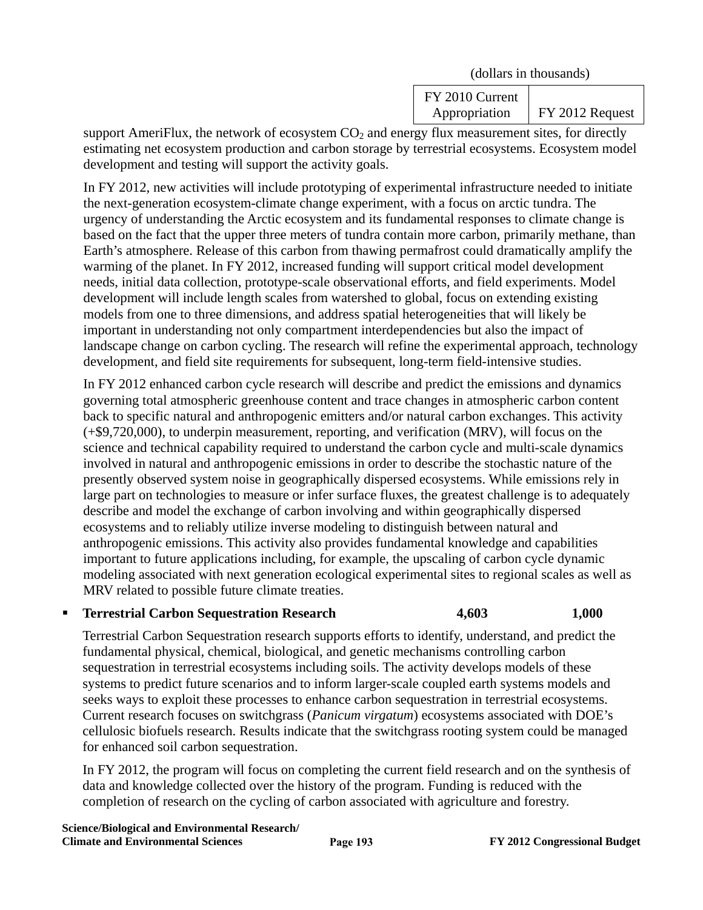| | (dollars in thousands) | |
|---|---|---|
| | FY 2010 Current Appropriation | FY 2012 Request |

support AmeriFlux, the network of ecosystem $CO_2$ and energy flux measurement sites, for directly estimating net ecosystem production and carbon storage by terrestrial ecosystems. Ecosystem model development and testing will support the activity goals.

In FY 2012, new activities will include prototyping of experimental infrastructure needed to initiate the next-generation ecosystem-climate change experiment, with a focus on arctic tundra. The urgency of understanding the Arctic ecosystem and its fundamental responses to climate change is based on the fact that the upper three meters of tundra contain more carbon, primarily methane, than Earth's atmosphere. Release of this carbon from thawing permafrost could dramatically amplify the warming of the planet. In FY 2012, increased funding will support critical model development needs, initial data collection, prototype-scale observational efforts, and field experiments. Model development will include length scales from watershed to global, focus on extending existing models from one to three dimensions, and address spatial heterogeneities that will likely be important in understanding not only compartment interdependencies but also the impact of landscape change on carbon cycling. The research will refine the experimental approach, technology development, and field site requirements for subsequent, long-term field-intensive studies.

In FY 2012 enhanced carbon cycle research will describe and predict the emissions and dynamics governing total atmospheric greenhouse content and trace changes in atmospheric carbon content back to specific natural and anthropogenic emitters and/or natural carbon exchanges. This activity (+$9,720,000), to underpin measurement, reporting, and verification (MRV), will focus on the science and technical capability required to understand the carbon cycle and multi-scale dynamics involved in natural and anthropogenic emissions in order to describe the stochastic nature of the presently observed system noise in geographically dispersed ecosystems. While emissions rely in large part on technologies to measure or infer surface fluxes, the greatest challenge is to adequately describe and model the exchange of carbon involving and within geographically dispersed ecosystems and to reliably utilize inverse modeling to distinguish between natural and anthropogenic emissions. This activity also provides fundamental knowledge and capabilities important to future applications including, for example, the upscaling of carbon cycle dynamic modeling associated with next generation ecological experimental sites to regional scales as well as MRV related to possible future climate treaties.

| | FY 2010 Current Appropriation | FY 2012 Request |
|---|---|---|
| ▪ **Terrestrial Carbon Sequestration Research** | **4,603** | **1,000** |

Terrestrial Carbon Sequestration research supports efforts to identify, understand, and predict the fundamental physical, chemical, biological, and genetic mechanisms controlling carbon sequestration in terrestrial ecosystems including soils. The activity develops models of these systems to predict future scenarios and to inform larger-scale coupled earth systems models and seeks ways to exploit these processes to enhance carbon sequestration in terrestrial ecosystems. Current research focuses on switchgrass (*Panicum virgatum*) ecosystems associated with DOE's cellulosic biofuels research. Results indicate that the switchgrass rooting system could be managed for enhanced soil carbon sequestration.

In FY 2012, the program will focus on completing the current field research and on the synthesis of data and knowledge collected over the history of the program. Funding is reduced with the completion of research on the cycling of carbon associated with agriculture and forestry.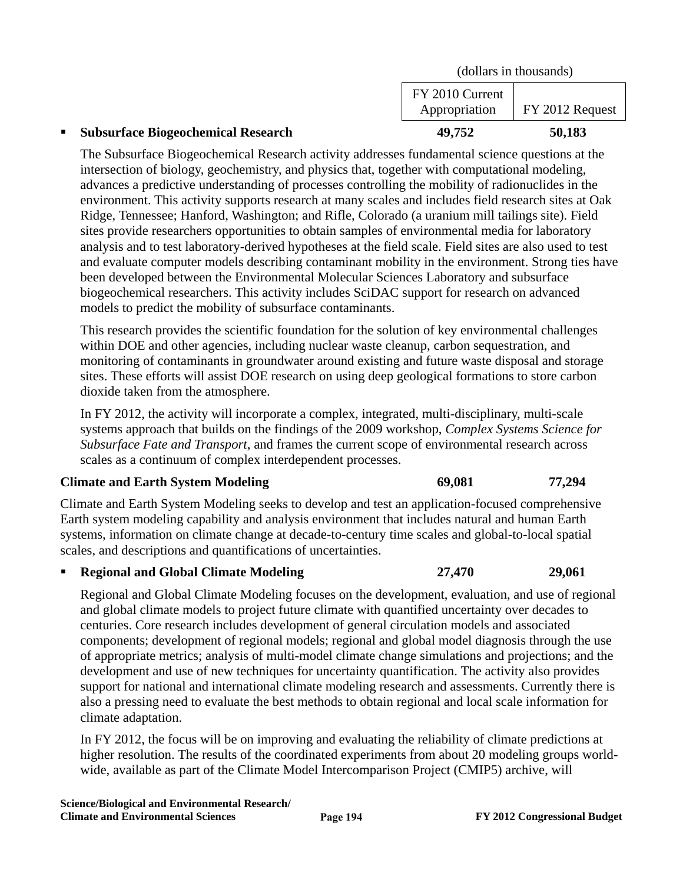| | (dollars in thousands) | |
|---|---|---|
| | FY 2010 Current Appropriation | FY 2012 Request |
| ▪ **Subsurface Biogeochemical Research** | **49,752** | **50,183** |

The Subsurface Biogeochemical Research activity addresses fundamental science questions at the intersection of biology, geochemistry, and physics that, together with computational modeling, advances a predictive understanding of processes controlling the mobility of radionuclides in the environment. This activity supports research at many scales and includes field research sites at Oak Ridge, Tennessee; Hanford, Washington; and Rifle, Colorado (a uranium mill tailings site). Field sites provide researchers opportunities to obtain samples of environmental media for laboratory analysis and to test laboratory-derived hypotheses at the field scale. Field sites are also used to test and evaluate computer models describing contaminant mobility in the environment. Strong ties have been developed between the Environmental Molecular Sciences Laboratory and subsurface biogeochemical researchers. This activity includes SciDAC support for research on advanced models to predict the mobility of subsurface contaminants.

This research provides the scientific foundation for the solution of key environmental challenges within DOE and other agencies, including nuclear waste cleanup, carbon sequestration, and monitoring of contaminants in groundwater around existing and future waste disposal and storage sites. These efforts will assist DOE research on using deep geological formations to store carbon dioxide taken from the atmosphere.

In FY 2012, the activity will incorporate a complex, integrated, multi-disciplinary, multi-scale systems approach that builds on the findings of the 2009 workshop, *Complex Systems Science for Subsurface Fate and Transport*, and frames the current scope of environmental research across scales as a continuum of complex interdependent processes.

| | | |
|---|---|---|
| **Climate and Earth System Modeling** | **69,081** | **77,294** |

Climate and Earth System Modeling seeks to develop and test an application-focused comprehensive Earth system modeling capability and analysis environment that includes natural and human Earth systems, information on climate change at decade-to-century time scales and global-to-local spatial scales, and descriptions and quantifications of uncertainties.

| | | |
|---|---|---|
| ▪ **Regional and Global Climate Modeling** | **27,470** | **29,061** |

Regional and Global Climate Modeling focuses on the development, evaluation, and use of regional and global climate models to project future climate with quantified uncertainty over decades to centuries. Core research includes development of general circulation models and associated components; development of regional models; regional and global model diagnosis through the use of appropriate metrics; analysis of multi-model climate change simulations and projections; and the development and use of new techniques for uncertainty quantification. The activity also provides support for national and international climate modeling research and assessments. Currently there is also a pressing need to evaluate the best methods to obtain regional and local scale information for climate adaptation.

In FY 2012, the focus will be on improving and evaluating the reliability of climate predictions at higher resolution. The results of the coordinated experiments from about 20 modeling groups world-wide, available as part of the Climate Model Intercomparison Project (CMIP5) archive, will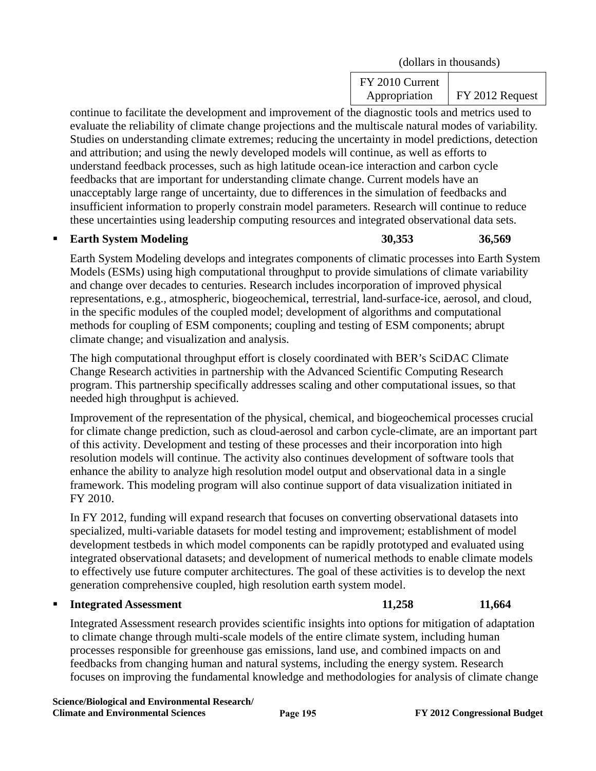(dollars in thousands)

| | FY 2010 Current Appropriation | FY 2012 Request |
|---|---|---|

continue to facilitate the development and improvement of the diagnostic tools and metrics used to evaluate the reliability of climate change projections and the multiscale natural modes of variability. Studies on understanding climate extremes; reducing the uncertainty in model predictions, detection and attribution; and using the newly developed models will continue, as well as efforts to understand feedback processes, such as high latitude ocean-ice interaction and carbon cycle feedbacks that are important for understanding climate change. Current models have an unacceptably large range of uncertainty, due to differences in the simulation of feedbacks and insufficient information to properly constrain model parameters. Research will continue to reduce these uncertainties using leadership computing resources and integrated observational data sets.

| | FY 2010 Current Appropriation | FY 2012 Request |
|---|---|---|
| ▪ **Earth System Modeling** | **30,353** | **36,569** |

Earth System Modeling develops and integrates components of climatic processes into Earth System Models (ESMs) using high computational throughput to provide simulations of climate variability and change over decades to centuries. Research includes incorporation of improved physical representations, e.g., atmospheric, biogeochemical, terrestrial, land-surface-ice, aerosol, and cloud, in the specific modules of the coupled model; development of algorithms and computational methods for coupling of ESM components; coupling and testing of ESM components; abrupt climate change; and visualization and analysis.

The high computational throughput effort is closely coordinated with BER's SciDAC Climate Change Research activities in partnership with the Advanced Scientific Computing Research program. This partnership specifically addresses scaling and other computational issues, so that needed high throughput is achieved.

Improvement of the representation of the physical, chemical, and biogeochemical processes crucial for climate change prediction, such as cloud-aerosol and carbon cycle-climate, are an important part of this activity. Development and testing of these processes and their incorporation into high resolution models will continue. The activity also continues development of software tools that enhance the ability to analyze high resolution model output and observational data in a single framework. This modeling program will also continue support of data visualization initiated in FY 2010.

In FY 2012, funding will expand research that focuses on converting observational datasets into specialized, multi-variable datasets for model testing and improvement; establishment of model development testbeds in which model components can be rapidly prototyped and evaluated using integrated observational datasets; and development of numerical methods to enable climate models to effectively use future computer architectures. The goal of these activities is to develop the next generation comprehensive coupled, high resolution earth system model.

| | FY 2010 Current Appropriation | FY 2012 Request |
|---|---|---|
| ▪ **Integrated Assessment** | **11,258** | **11,664** |

Integrated Assessment research provides scientific insights into options for mitigation of adaptation to climate change through multi-scale models of the entire climate system, including human processes responsible for greenhouse gas emissions, land use, and combined impacts on and feedbacks from changing human and natural systems, including the energy system. Research focuses on improving the fundamental knowledge and methodologies for analysis of climate change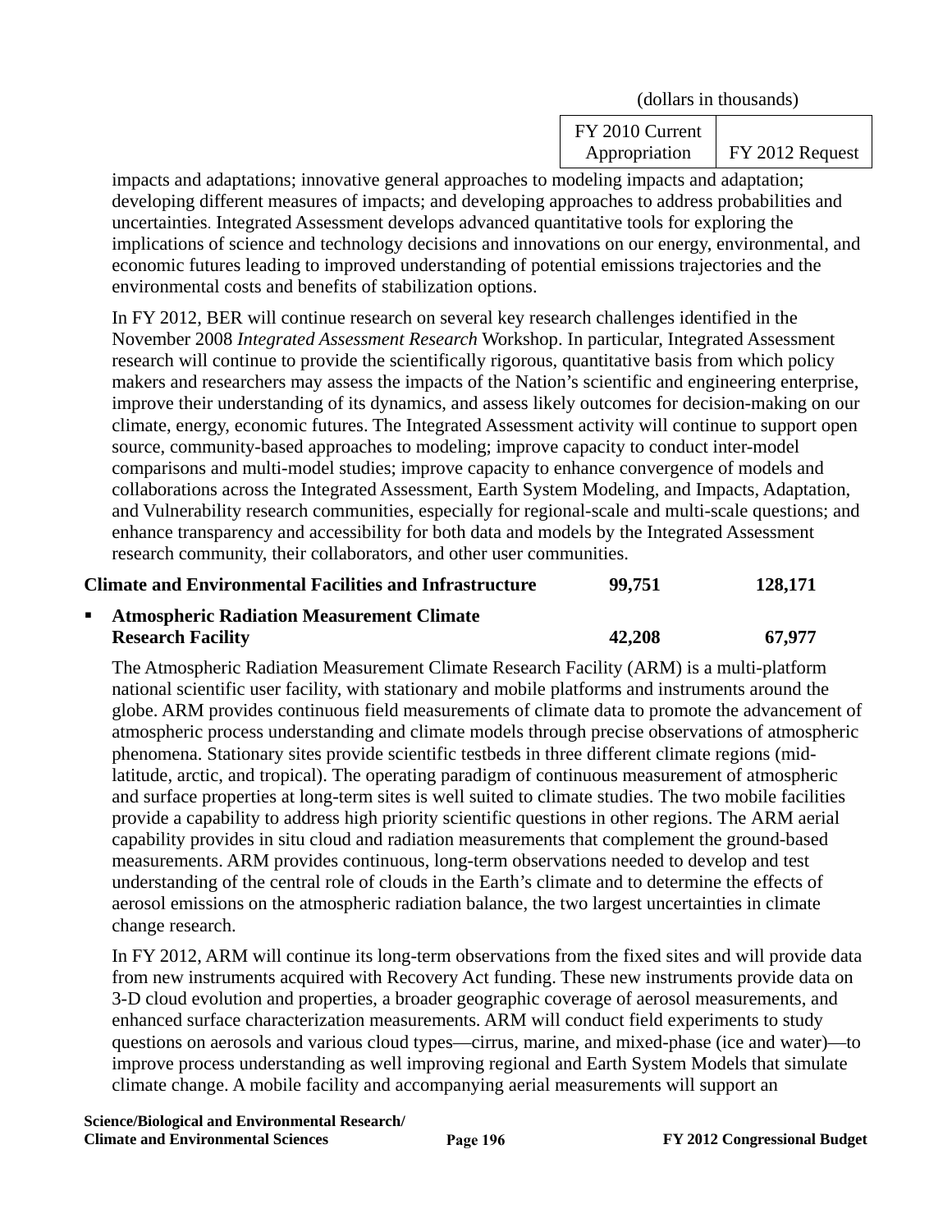| | (dollars in thousands) | |
|---|---|---|
| | FY 2010 Current Appropriation | FY 2012 Request |

impacts and adaptations; innovative general approaches to modeling impacts and adaptation; developing different measures of impacts; and developing approaches to address probabilities and uncertainties. Integrated Assessment develops advanced quantitative tools for exploring the implications of science and technology decisions and innovations on our energy, environmental, and economic futures leading to improved understanding of potential emissions trajectories and the environmental costs and benefits of stabilization options.

In FY 2012, BER will continue research on several key research challenges identified in the November 2008 *Integrated Assessment Research* Workshop. In particular, Integrated Assessment research will continue to provide the scientifically rigorous, quantitative basis from which policy makers and researchers may assess the impacts of the Nation's scientific and engineering enterprise, improve their understanding of its dynamics, and assess likely outcomes for decision-making on our climate, energy, economic futures. The Integrated Assessment activity will continue to support open source, community-based approaches to modeling; improve capacity to conduct inter-model comparisons and multi-model studies; improve capacity to enhance convergence of models and collaborations across the Integrated Assessment, Earth System Modeling, and Impacts, Adaptation, and Vulnerability research communities, especially for regional-scale and multi-scale questions; and enhance transparency and accessibility for both data and models by the Integrated Assessment research community, their collaborators, and other user communities.

| | | |
|---|---|---|
| **Climate and Environmental Facilities and Infrastructure** | **99,751** | **128,171** |
| ▪ **Atmospheric Radiation Measurement Climate Research Facility** | **42,208** | **67,977** |

The Atmospheric Radiation Measurement Climate Research Facility (ARM) is a multi-platform national scientific user facility, with stationary and mobile platforms and instruments around the globe. ARM provides continuous field measurements of climate data to promote the advancement of atmospheric process understanding and climate models through precise observations of atmospheric phenomena. Stationary sites provide scientific testbeds in three different climate regions (mid-latitude, arctic, and tropical). The operating paradigm of continuous measurement of atmospheric and surface properties at long-term sites is well suited to climate studies. The two mobile facilities provide a capability to address high priority scientific questions in other regions. The ARM aerial capability provides in situ cloud and radiation measurements that complement the ground-based measurements. ARM provides continuous, long-term observations needed to develop and test understanding of the central role of clouds in the Earth's climate and to determine the effects of aerosol emissions on the atmospheric radiation balance, the two largest uncertainties in climate change research.

In FY 2012, ARM will continue its long-term observations from the fixed sites and will provide data from new instruments acquired with Recovery Act funding. These new instruments provide data on 3-D cloud evolution and properties, a broader geographic coverage of aerosol measurements, and enhanced surface characterization measurements. ARM will conduct field experiments to study questions on aerosols and various cloud types—cirrus, marine, and mixed-phase (ice and water)—to improve process understanding as well improving regional and Earth System Models that simulate climate change. A mobile facility and accompanying aerial measurements will support an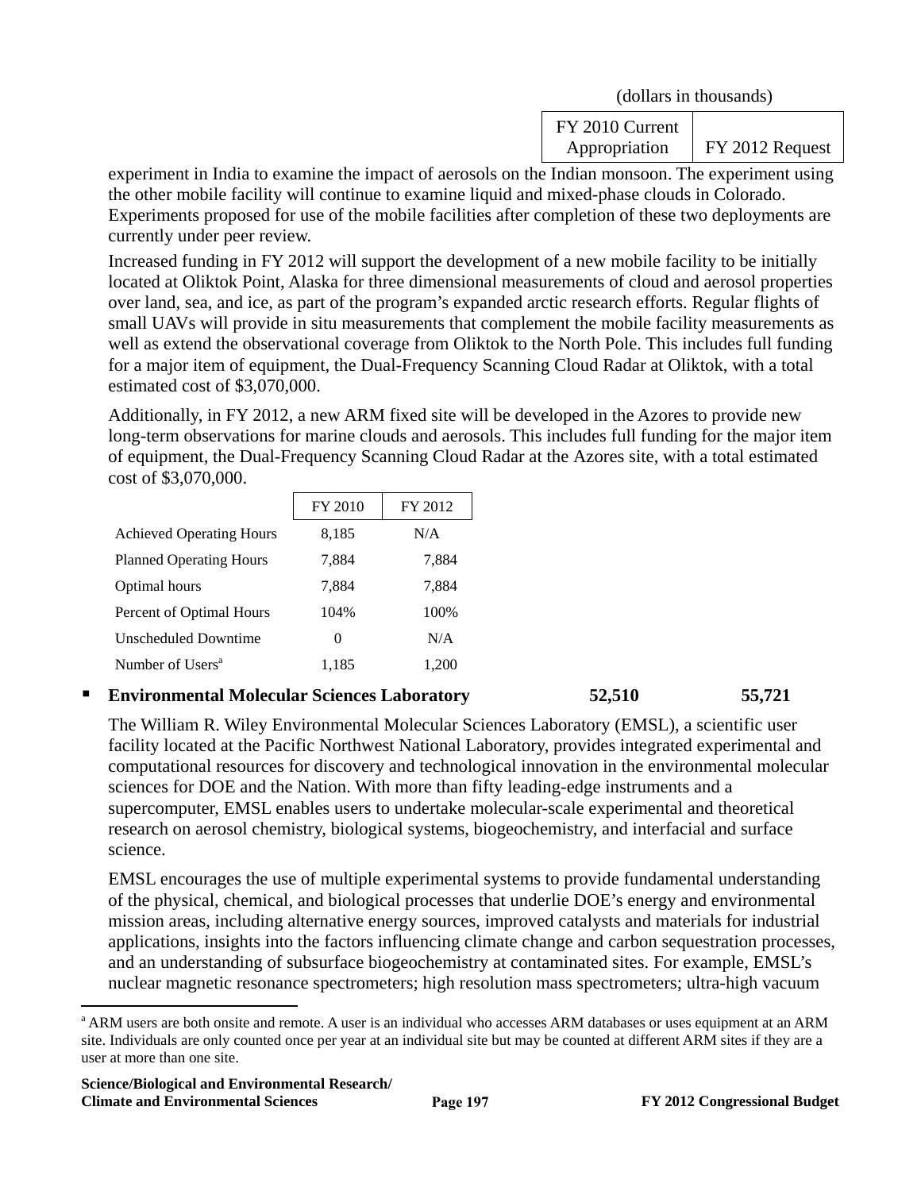(dollars in thousands)

| FY 2010 Current Appropriation | FY 2012 Request |
|---|---|

experiment in India to examine the impact of aerosols on the Indian monsoon. The experiment using the other mobile facility will continue to examine liquid and mixed-phase clouds in Colorado. Experiments proposed for use of the mobile facilities after completion of these two deployments are currently under peer review.

Increased funding in FY 2012 will support the development of a new mobile facility to be initially located at Oliktok Point, Alaska for three dimensional measurements of cloud and aerosol properties over land, sea, and ice, as part of the program's expanded arctic research efforts. Regular flights of small UAVs will provide in situ measurements that complement the mobile facility measurements as well as extend the observational coverage from Oliktok to the North Pole. This includes full funding for a major item of equipment, the Dual-Frequency Scanning Cloud Radar at Oliktok, with a total estimated cost of $3,070,000.

Additionally, in FY 2012, a new ARM fixed site will be developed in the Azores to provide new long-term observations for marine clouds and aerosols. This includes full funding for the major item of equipment, the Dual-Frequency Scanning Cloud Radar at the Azores site, with a total estimated cost of $3,070,000.

| | FY 2010 | FY 2012 |
|---|---|---|
| Achieved Operating Hours | 8,185 | N/A |
| Planned Operating Hours | 7,884 | 7,884 |
| Optimal hours | 7,884 | 7,884 |
| Percent of Optimal Hours | 104% | 100% |
| Unscheduled Downtime | 0 | N/A |
| Number of Users[a] | 1,185 | 1,200 |

- **Environmental Molecular Sciences Laboratory** **52,510** **55,721**

  The William R. Wiley Environmental Molecular Sciences Laboratory (EMSL), a scientific user facility located at the Pacific Northwest National Laboratory, provides integrated experimental and computational resources for discovery and technological innovation in the environmental molecular sciences for DOE and the Nation. With more than fifty leading-edge instruments and a supercomputer, EMSL enables users to undertake molecular-scale experimental and theoretical research on aerosol chemistry, biological systems, biogeochemistry, and interfacial and surface science.

  EMSL encourages the use of multiple experimental systems to provide fundamental understanding of the physical, chemical, and biological processes that underlie DOE's energy and environmental mission areas, including alternative energy sources, improved catalysts and materials for industrial applications, insights into the factors influencing climate change and carbon sequestration processes, and an understanding of subsurface biogeochemistry at contaminated sites. For example, EMSL's nuclear magnetic resonance spectrometers; high resolution mass spectrometers; ultra-high vacuum

---

[a] ARM users are both onsite and remote. A user is an individual who accesses ARM databases or uses equipment at an ARM site. Individuals are only counted once per year at an individual site but may be counted at different ARM sites if they are a user at more than one site.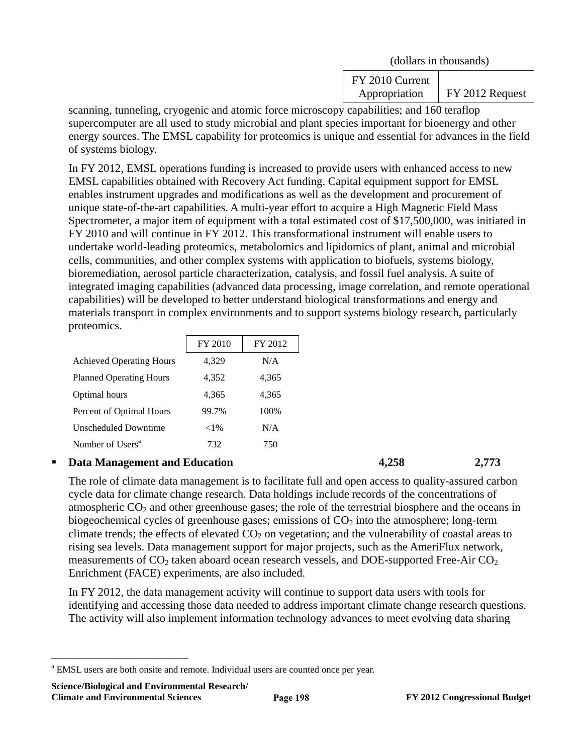(dollars in thousands)

| FY 2010 Current Appropriation | FY 2012 Request |
|---|---|

scanning, tunneling, cryogenic and atomic force microscopy capabilities; and 160 teraflop supercomputer are all used to study microbial and plant species important for bioenergy and other energy sources. The EMSL capability for proteomics is unique and essential for advances in the field of systems biology.

In FY 2012, EMSL operations funding is increased to provide users with enhanced access to new EMSL capabilities obtained with Recovery Act funding. Capital equipment support for EMSL enables instrument upgrades and modifications as well as the development and procurement of unique state-of-the-art capabilities. A multi-year effort to acquire a High Magnetic Field Mass Spectrometer, a major item of equipment with a total estimated cost of $17,500,000, was initiated in FY 2010 and will continue in FY 2012. This transformational instrument will enable users to undertake world-leading proteomics, metabolomics and lipidomics of plant, animal and microbial cells, communities, and other complex systems with application to biofuels, systems biology, bioremediation, aerosol particle characterization, catalysis, and fossil fuel analysis. A suite of integrated imaging capabilities (advanced data processing, image correlation, and remote operational capabilities) will be developed to better understand biological transformations and energy and materials transport in complex environments and to support systems biology research, particularly proteomics.

| | FY 2010 | FY 2012 |
|---|---|---|
| Achieved Operating Hours | 4,329 | N/A |
| Planned Operating Hours | 4,352 | 4,365 |
| Optimal hours | 4,365 | 4,365 |
| Percent of Optimal Hours | 99.7% | 100% |
| Unscheduled Downtime | <1% | N/A |
| Number of Users[a] | 732 | 750 |

- **Data Management and Education** **4,258** **2,773**

The role of climate data management is to facilitate full and open access to quality-assured carbon cycle data for climate change research. Data holdings include records of the concentrations of atmospheric $CO_2$ and other greenhouse gases; the role of the terrestrial biosphere and the oceans in biogeochemical cycles of greenhouse gases; emissions of $CO_2$ into the atmosphere; long-term climate trends; the effects of elevated $CO_2$ on vegetation; and the vulnerability of coastal areas to rising sea levels. Data management support for major projects, such as the AmeriFlux network, measurements of $CO_2$ taken aboard ocean research vessels, and DOE-supported Free-Air $CO_2$ Enrichment (FACE) experiments, are also included.

In FY 2012, the data management activity will continue to support data users with tools for identifying and accessing those data needed to address important climate change research questions. The activity will also implement information technology advances to meet evolving data sharing

[a] EMSL users are both onsite and remote. Individual users are counted once per year.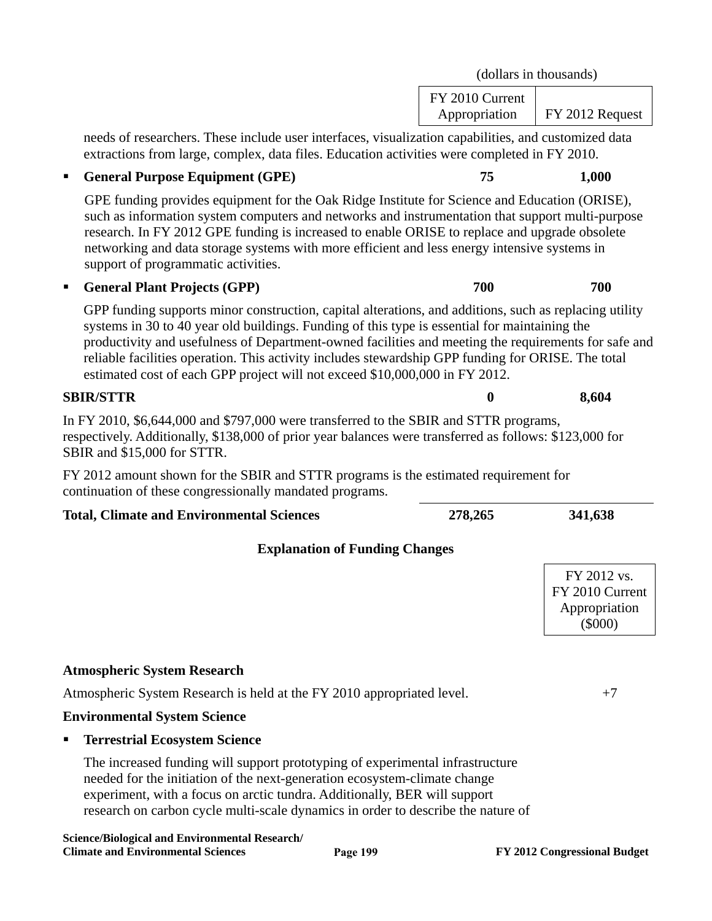| | FY 2010 Current Appropriation | FY 2012 Request |
|---|---|---|
| | (dollars in thousands) | |

needs of researchers. These include user interfaces, visualization capabilities, and customized data extractions from large, complex, data files. Education activities were completed in FY 2010.

| | | |
|---|---|---|
| ▪ **General Purpose Equipment (GPE)** | **75** | **1,000** |

GPE funding provides equipment for the Oak Ridge Institute for Science and Education (ORISE), such as information system computers and networks and instrumentation that support multi-purpose research. In FY 2012 GPE funding is increased to enable ORISE to replace and upgrade obsolete networking and data storage systems with more efficient and less energy intensive systems in support of programmatic activities.

| | | |
|---|---|---|
| ▪ **General Plant Projects (GPP)** | **700** | **700** |

GPP funding supports minor construction, capital alterations, and additions, such as replacing utility systems in 30 to 40 year old buildings. Funding of this type is essential for maintaining the productivity and usefulness of Department-owned facilities and meeting the requirements for safe and reliable facilities operation. This activity includes stewardship GPP funding for ORISE. The total estimated cost of each GPP project will not exceed $10,000,000 in FY 2012.

| | | |
|---|---|---|
| **SBIR/STTR** | **0** | **8,604** |

In FY 2010, $6,644,000 and $797,000 were transferred to the SBIR and STTR programs, respectively. Additionally, $138,000 of prior year balances were transferred as follows: $123,000 for SBIR and $15,000 for STTR.

FY 2012 amount shown for the SBIR and STTR programs is the estimated requirement for continuation of these congressionally mandated programs.

| | | |
|---|---|---|
| **Total, Climate and Environmental Sciences** | **278,265** | **341,638** |

## Explanation of Funding Changes

| | FY 2012 vs. FY 2010 Current Appropriation ($000) |
|---|---|
| **Atmospheric System Research** | |
| Atmospheric System Research is held at the FY 2010 appropriated level. | +7 |
| **Environmental System Science** | |
| ▪ **Terrestrial Ecosystem Science** | |

The increased funding will support prototyping of experimental infrastructure needed for the initiation of the next-generation ecosystem-climate change experiment, with a focus on arctic tundra. Additionally, BER will support research on carbon cycle multi-scale dynamics in order to describe the nature of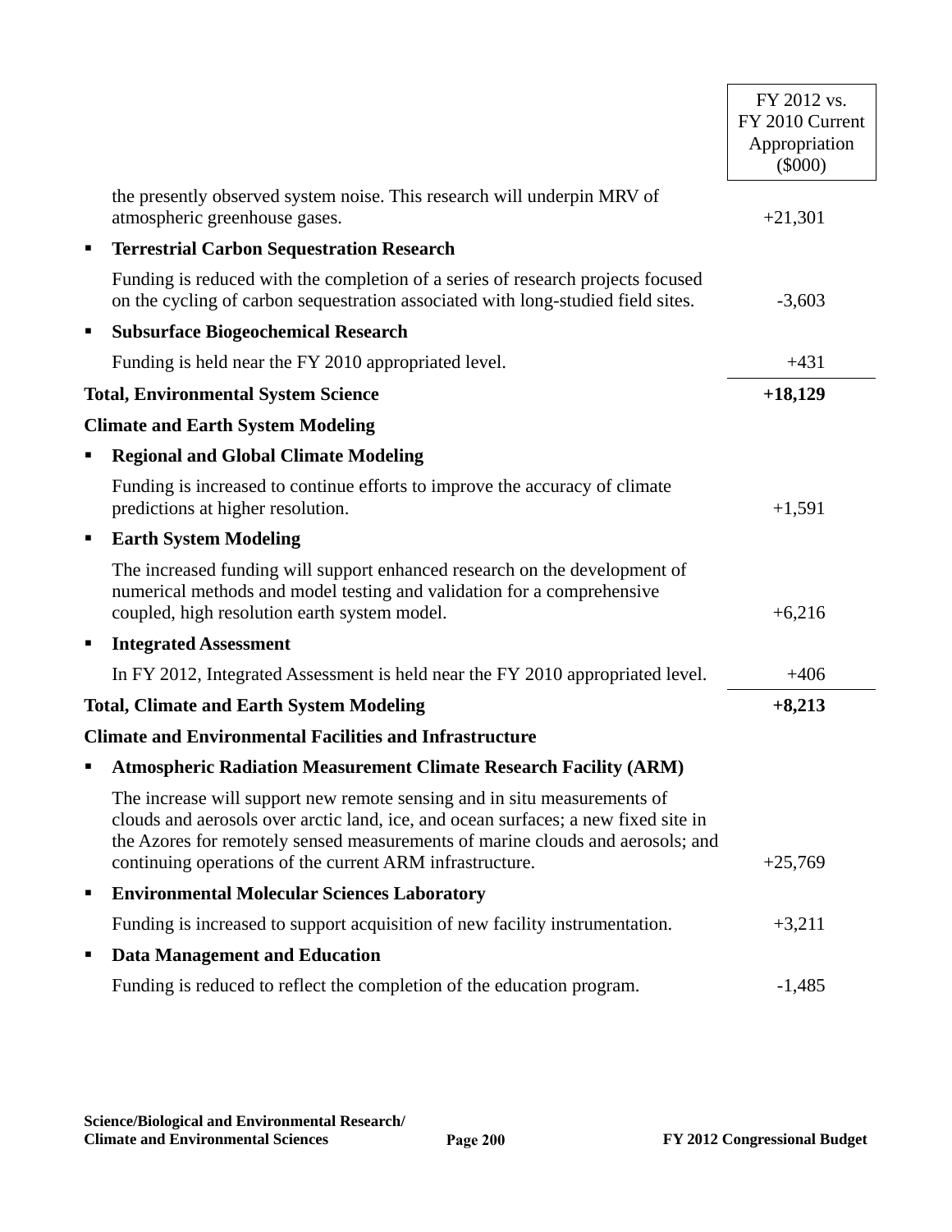| | FY 2012 vs. FY 2010 Current Appropriation ($000) |
|---|---|
| the presently observed system noise. This research will underpin MRV of atmospheric greenhouse gases. | +21,301 |
| ▪ **Terrestrial Carbon Sequestration Research** | |
| Funding is reduced with the completion of a series of research projects focused on the cycling of carbon sequestration associated with long-studied field sites. | -3,603 |
| ▪ **Subsurface Biogeochemical Research** | |
| Funding is held near the FY 2010 appropriated level. | +431 |
| **Total, Environmental System Science** | **+18,129** |
| **Climate and Earth System Modeling** | |
| ▪ **Regional and Global Climate Modeling** | |
| Funding is increased to continue efforts to improve the accuracy of climate predictions at higher resolution. | +1,591 |
| ▪ **Earth System Modeling** | |
| The increased funding will support enhanced research on the development of numerical methods and model testing and validation for a comprehensive coupled, high resolution earth system model. | +6,216 |
| ▪ **Integrated Assessment** | |
| In FY 2012, Integrated Assessment is held near the FY 2010 appropriated level. | +406 |
| **Total, Climate and Earth System Modeling** | **+8,213** |
| **Climate and Environmental Facilities and Infrastructure** | |
| ▪ **Atmospheric Radiation Measurement Climate Research Facility (ARM)** | |
| The increase will support new remote sensing and in situ measurements of clouds and aerosols over arctic land, ice, and ocean surfaces; a new fixed site in the Azores for remotely sensed measurements of marine clouds and aerosols; and continuing operations of the current ARM infrastructure. | +25,769 |
| ▪ **Environmental Molecular Sciences Laboratory** | |
| Funding is increased to support acquisition of new facility instrumentation. | +3,211 |
| ▪ **Data Management and Education** | |
| Funding is reduced to reflect the completion of the education program. | -1,485 |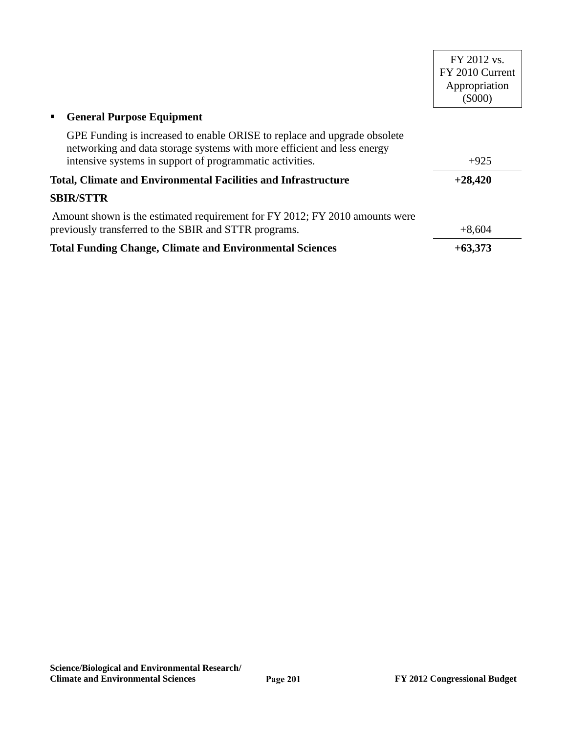| | FY 2012 vs. FY 2010 Current Appropriation ($000) |
|---|---|
| ▪ **General Purpose Equipment** | |
| GPE Funding is increased to enable ORISE to replace and upgrade obsolete networking and data storage systems with more efficient and less energy intensive systems in support of programmatic activities. | +925 |
| **Total, Climate and Environmental Facilities and Infrastructure** | **+28,420** |
| **SBIR/STTR** | |
| Amount shown is the estimated requirement for FY 2012; FY 2010 amounts were previously transferred to the SBIR and STTR programs. | +8,604 |
| **Total Funding Change, Climate and Environmental Sciences** | **+63,373** |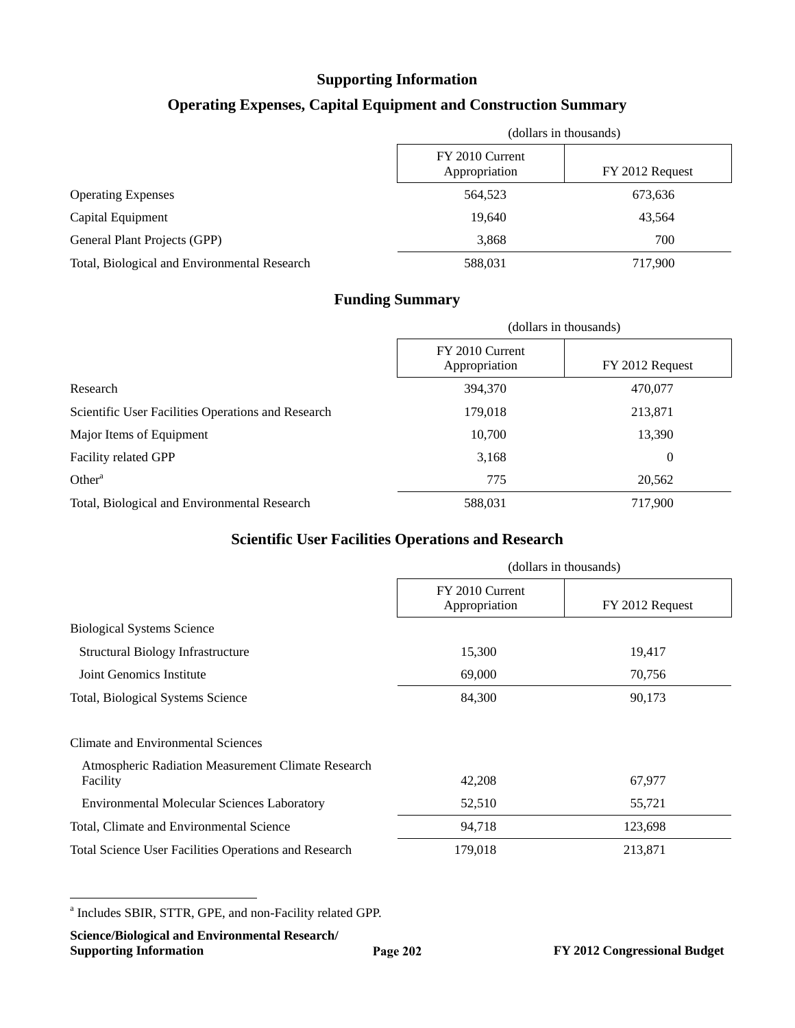# Supporting Information

## Operating Expenses, Capital Equipment and Construction Summary

| | (dollars in thousands) | |
|---|---|---|
| | FY 2010 Current Appropriation | FY 2012 Request |
| Operating Expenses | 564,523 | 673,636 |
| Capital Equipment | 19,640 | 43,564 |
| General Plant Projects (GPP) | 3,868 | 700 |
| Total, Biological and Environmental Research | 588,031 | 717,900 |

## Funding Summary

| | (dollars in thousands) | |
|---|---|---|
| | FY 2010 Current Appropriation | FY 2012 Request |
| Research | 394,370 | 470,077 |
| Scientific User Facilities Operations and Research | 179,018 | 213,871 |
| Major Items of Equipment | 10,700 | 13,390 |
| Facility related GPP | 3,168 | 0 |
| Other[a] | 775 | 20,562 |
| Total, Biological and Environmental Research | 588,031 | 717,900 |

## Scientific User Facilities Operations and Research

| | (dollars in thousands) | |
|---|---|---|
| | FY 2010 Current Appropriation | FY 2012 Request |
| Biological Systems Science | | |
| Structural Biology Infrastructure | 15,300 | 19,417 |
| Joint Genomics Institute | 69,000 | 70,756 |
| Total, Biological Systems Science | 84,300 | 90,173 |
| Climate and Environmental Sciences | | |
| Atmospheric Radiation Measurement Climate Research Facility | 42,208 | 67,977 |
| Environmental Molecular Sciences Laboratory | 52,510 | 55,721 |
| Total, Climate and Environmental Science | 94,718 | 123,698 |
| Total Science User Facilities Operations and Research | 179,018 | 213,871 |

[a] Includes SBIR, STTR, GPE, and non-Facility related GPP.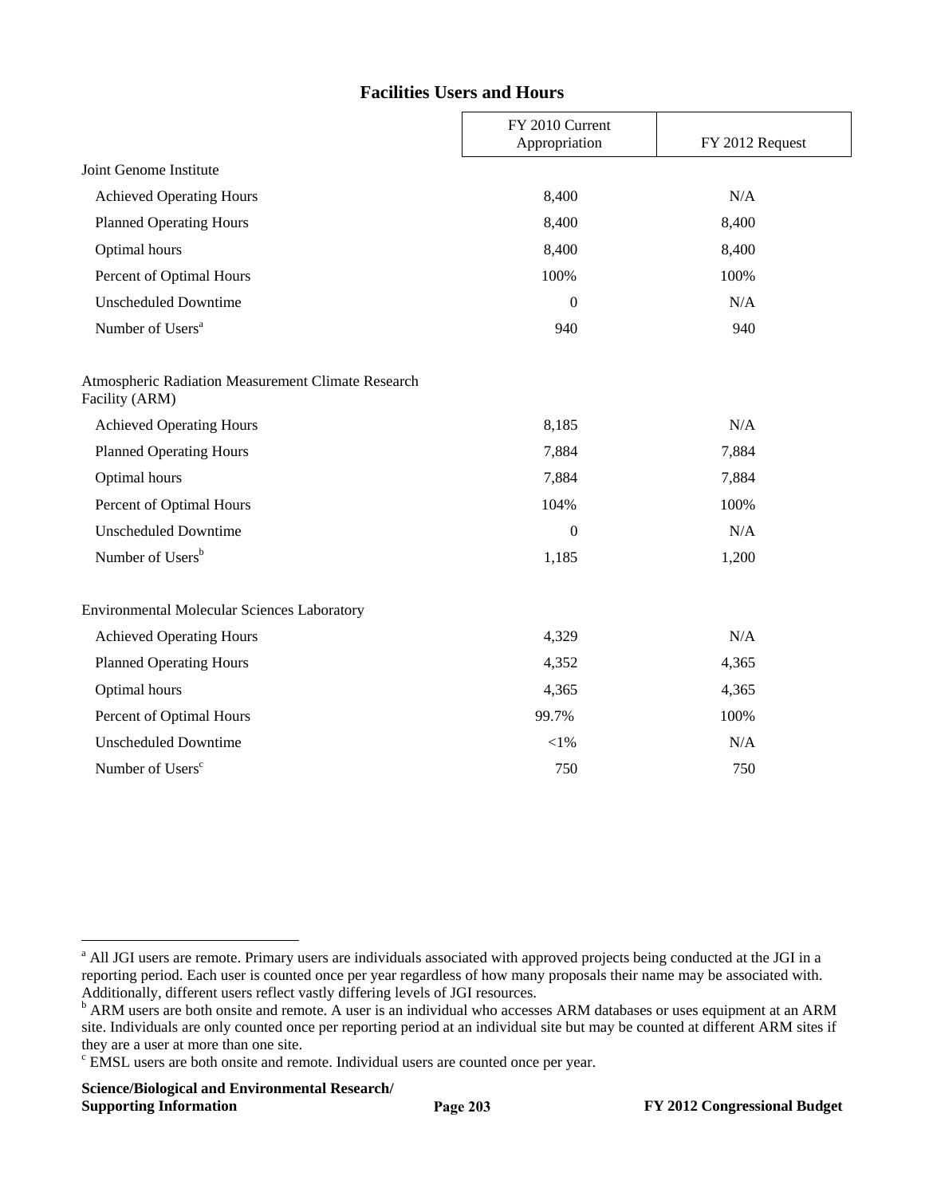## Facilities Users and Hours

| | FY 2010 Current Appropriation | FY 2012 Request |
|---|---|---|
| Joint Genome Institute | | |
| Achieved Operating Hours | 8,400 | N/A |
| Planned Operating Hours | 8,400 | 8,400 |
| Optimal hours | 8,400 | 8,400 |
| Percent of Optimal Hours | 100% | 100% |
| Unscheduled Downtime | 0 | N/A |
| Number of Users[a] | 940 | 940 |
| | | |
| Atmospheric Radiation Measurement Climate Research Facility (ARM) | | |
| Achieved Operating Hours | 8,185 | N/A |
| Planned Operating Hours | 7,884 | 7,884 |
| Optimal hours | 7,884 | 7,884 |
| Percent of Optimal Hours | 104% | 100% |
| Unscheduled Downtime | 0 | N/A |
| Number of Users[b] | 1,185 | 1,200 |
| | | |
| Environmental Molecular Sciences Laboratory | | |
| Achieved Operating Hours | 4,329 | N/A |
| Planned Operating Hours | 4,352 | 4,365 |
| Optimal hours | 4,365 | 4,365 |
| Percent of Optimal Hours | 99.7% | 100% |
| Unscheduled Downtime | <1% | N/A |
| Number of Users[c] | 750 | 750 |

[a] All JGI users are remote. Primary users are individuals associated with approved projects being conducted at the JGI in a reporting period. Each user is counted once per year regardless of how many proposals their name may be associated with. Additionally, different users reflect vastly differing levels of JGI resources.

[b] ARM users are both onsite and remote. A user is an individual who accesses ARM databases or uses equipment at an ARM site. Individuals are only counted once per reporting period at an individual site but may be counted at different ARM sites if they are a user at more than one site.

[c] EMSL users are both onsite and remote. Individual users are counted once per year.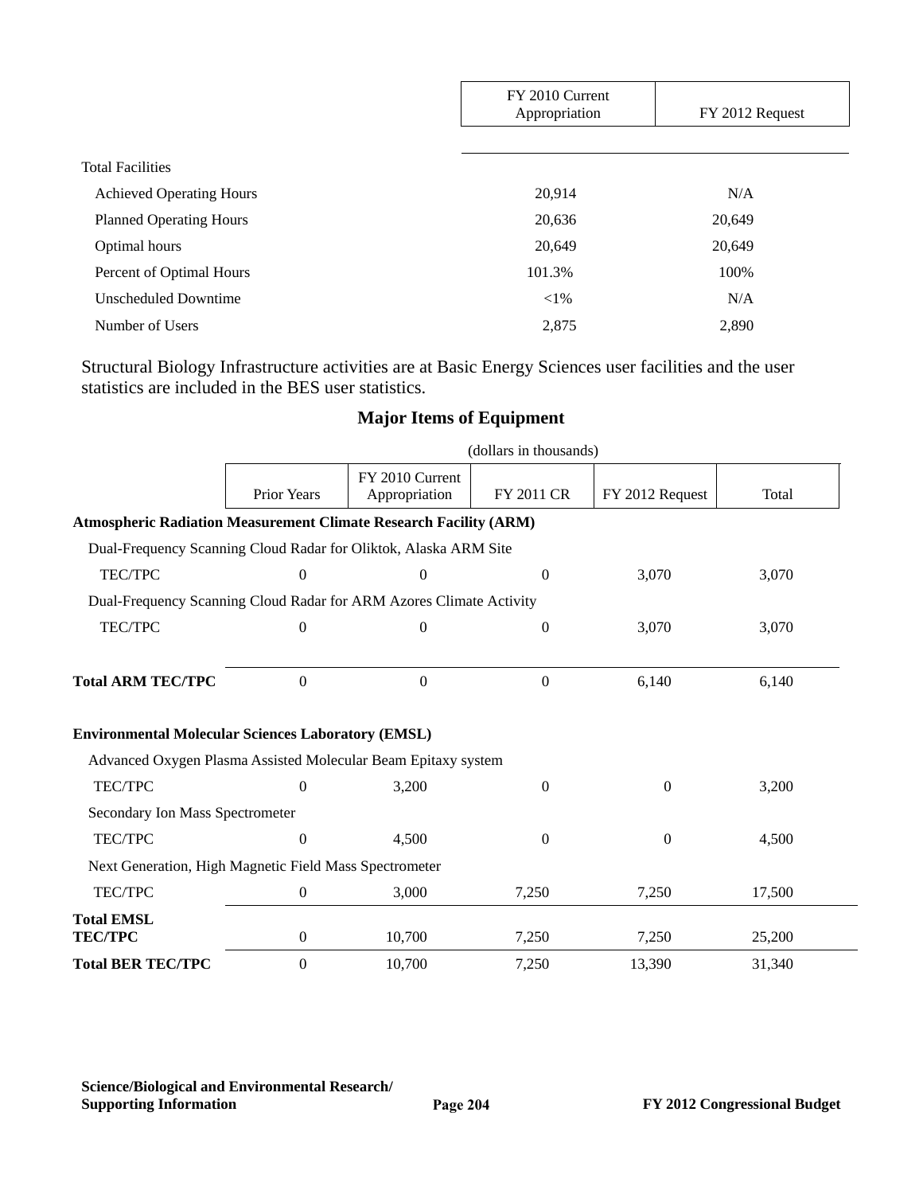| | FY 2010 Current Appropriation | FY 2012 Request |
|---|---|---|
| Total Facilities | | |
| Achieved Operating Hours | 20,914 | N/A |
| Planned Operating Hours | 20,636 | 20,649 |
| Optimal hours | 20,649 | 20,649 |
| Percent of Optimal Hours | 101.3% | 100% |
| Unscheduled Downtime | <1% | N/A |
| Number of Users | 2,875 | 2,890 |

Structural Biology Infrastructure activities are at Basic Energy Sciences user facilities and the user statistics are included in the BES user statistics.

## Major Items of Equipment

(dollars in thousands)

| | Prior Years | FY 2010 Current Appropriation | FY 2011 CR | FY 2012 Request | Total |
|---|---|---|---|---|---|
| **Atmospheric Radiation Measurement Climate Research Facility (ARM)** | | | | | |
| Dual-Frequency Scanning Cloud Radar for Oliktok, Alaska ARM Site | | | | | |
| TEC/TPC | 0 | 0 | 0 | 3,070 | 3,070 |
| Dual-Frequency Scanning Cloud Radar for ARM Azores Climate Activity | | | | | |
| TEC/TPC | 0 | 0 | 0 | 3,070 | 3,070 |
| **Total ARM TEC/TPC** | 0 | 0 | 0 | 6,140 | 6,140 |
| **Environmental Molecular Sciences Laboratory (EMSL)** | | | | | |
| Advanced Oxygen Plasma Assisted Molecular Beam Epitaxy system | | | | | |
| TEC/TPC | 0 | 3,200 | 0 | 0 | 3,200 |
| Secondary Ion Mass Spectrometer | | | | | |
| TEC/TPC | 0 | 4,500 | 0 | 0 | 4,500 |
| Next Generation, High Magnetic Field Mass Spectrometer | | | | | |
| TEC/TPC | 0 | 3,000 | 7,250 | 7,250 | 17,500 |
| **Total EMSL TEC/TPC** | 0 | 10,700 | 7,250 | 7,250 | 25,200 |
| **Total BER TEC/TPC** | 0 | 10,700 | 7,250 | 13,390 | 31,340 |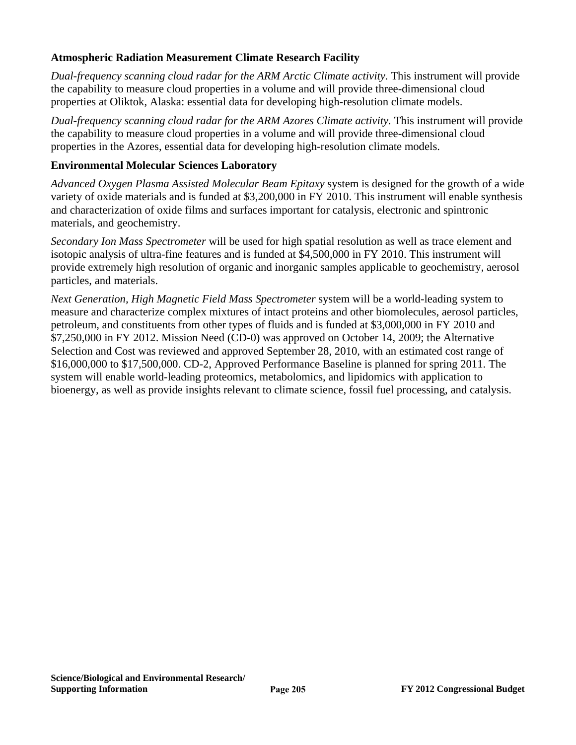### Atmospheric Radiation Measurement Climate Research Facility

*Dual-frequency scanning cloud radar for the ARM Arctic Climate activity.* This instrument will provide the capability to measure cloud properties in a volume and will provide three-dimensional cloud properties at Oliktok, Alaska: essential data for developing high-resolution climate models.

*Dual-frequency scanning cloud radar for the ARM Azores Climate activity.* This instrument will provide the capability to measure cloud properties in a volume and will provide three-dimensional cloud properties in the Azores, essential data for developing high-resolution climate models.

### Environmental Molecular Sciences Laboratory

*Advanced Oxygen Plasma Assisted Molecular Beam Epitaxy* system is designed for the growth of a wide variety of oxide materials and is funded at $3,200,000 in FY 2010. This instrument will enable synthesis and characterization of oxide films and surfaces important for catalysis, electronic and spintronic materials, and geochemistry.

*Secondary Ion Mass Spectrometer* will be used for high spatial resolution as well as trace element and isotopic analysis of ultra-fine features and is funded at $4,500,000 in FY 2010. This instrument will provide extremely high resolution of organic and inorganic samples applicable to geochemistry, aerosol particles, and materials.

*Next Generation, High Magnetic Field Mass Spectrometer* system will be a world-leading system to measure and characterize complex mixtures of intact proteins and other biomolecules, aerosol particles, petroleum, and constituents from other types of fluids and is funded at $3,000,000 in FY 2010 and $7,250,000 in FY 2012. Mission Need (CD-0) was approved on October 14, 2009; the Alternative Selection and Cost was reviewed and approved September 28, 2010, with an estimated cost range of $16,000,000 to $17,500,000. CD-2, Approved Performance Baseline is planned for spring 2011. The system will enable world-leading proteomics, metabolomics, and lipidomics with application to bioenergy, as well as provide insights relevant to climate science, fossil fuel processing, and catalysis.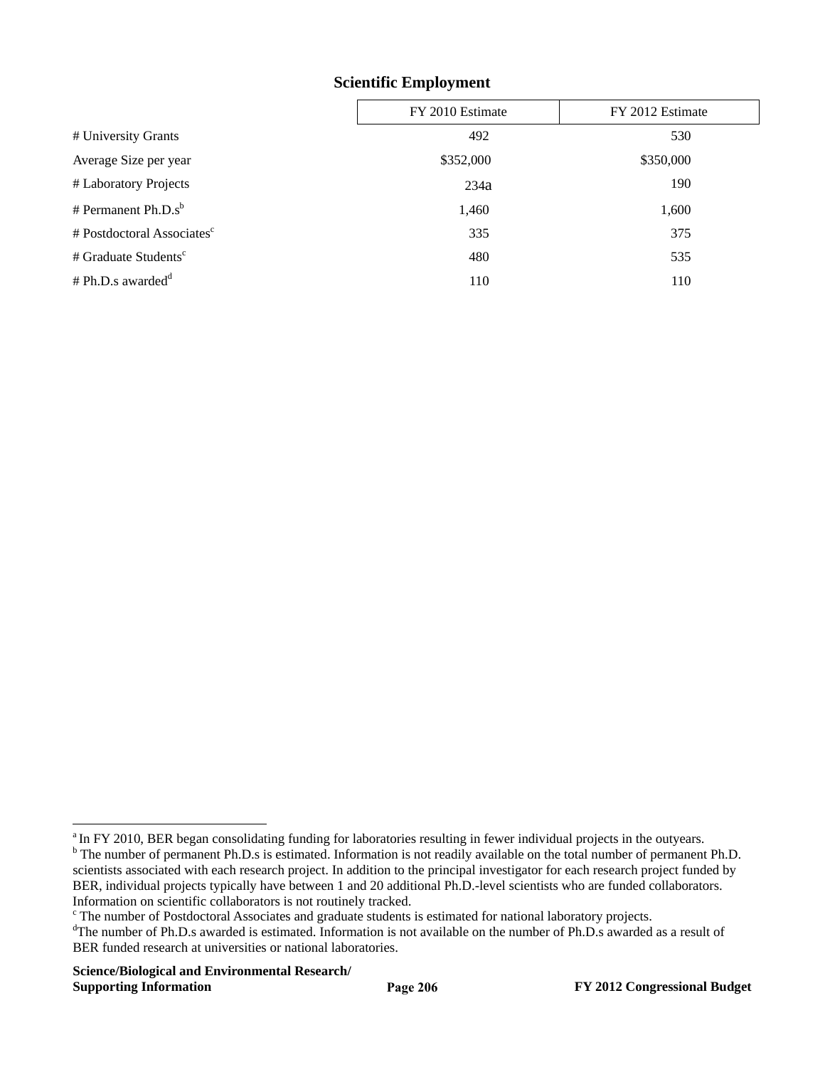### Scientific Employment

| | FY 2010 Estimate | FY 2012 Estimate |
|---|---|---|
| # University Grants | 492 | 530 |
| Average Size per year | $352,000 | $350,000 |
| # Laboratory Projects | 234[a] | 190 |
| # Permanent Ph.D.s[b] | 1,460 | 1,600 |
| # Postdoctoral Associates[c] | 335 | 375 |
| # Graduate Students[c] | 480 | 535 |
| # Ph.D.s awarded[d] | 110 | 110 |

[a] In FY 2010, BER began consolidating funding for laboratories resulting in fewer individual projects in the outyears.

[b] The number of permanent Ph.D.s is estimated. Information is not readily available on the total number of permanent Ph.D. scientists associated with each research project. In addition to the principal investigator for each research project funded by BER, individual projects typically have between 1 and 20 additional Ph.D.-level scientists who are funded collaborators. Information on scientific collaborators is not routinely tracked.

[c] The number of Postdoctoral Associates and graduate students is estimated for national laboratory projects.

[d] The number of Ph.D.s awarded is estimated. Information is not available on the number of Ph.D.s awarded as a result of BER funded research at universities or national laboratories.